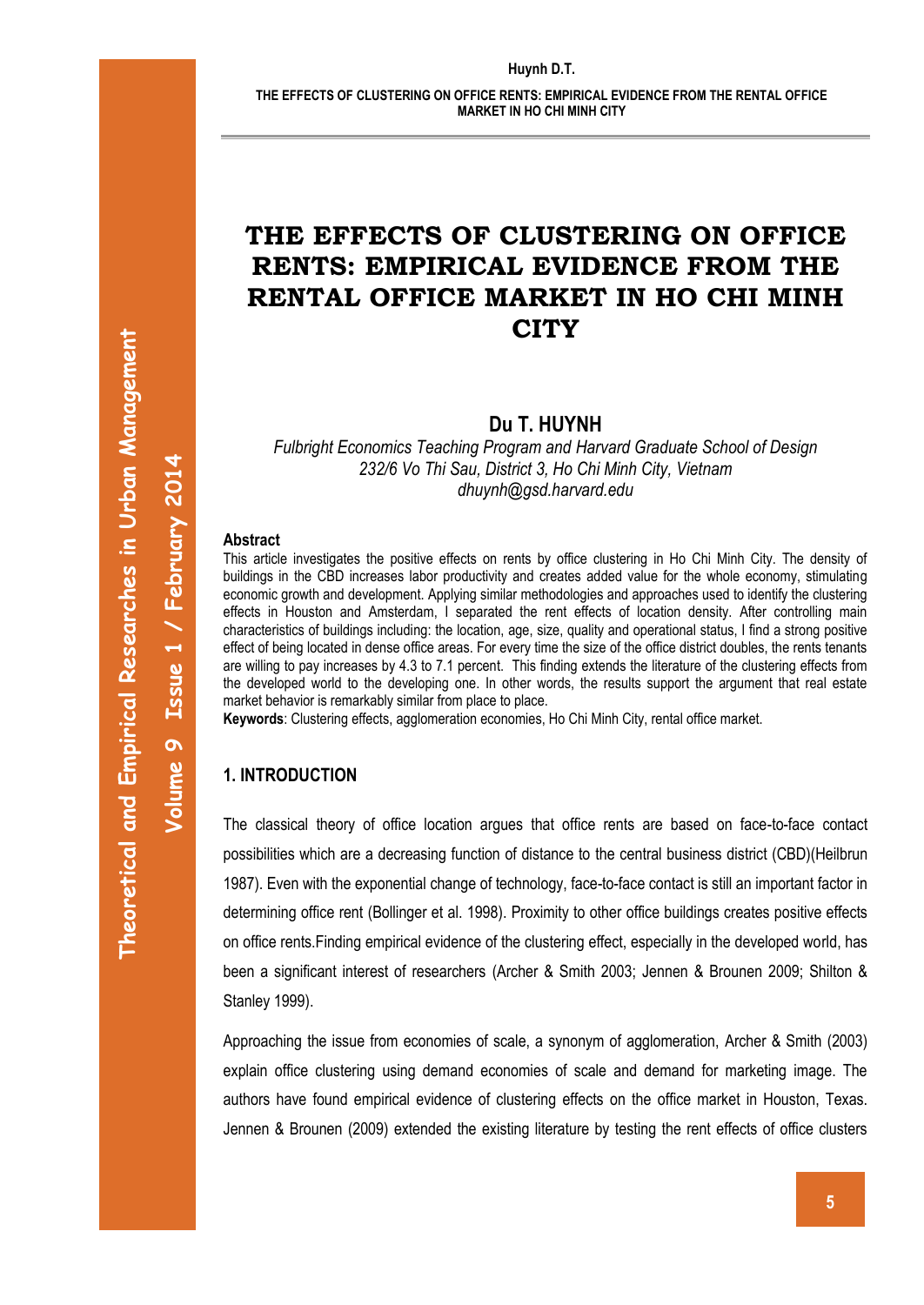# THE EFFECTS OF CLUSTERING ON OFFICE RENTS: EMPIRICAL EVIDENCE FROM THE RENTAL OFFICE MARKET IN HO CHI MINH CITY

**Du T. HUYNH**

*Fulbright Economics Teaching Program and Harvard Graduate School of Design*
*232/6 Vo Thi Sau, District 3, Ho Chi Minh City, Vietnam*
*dhuynh@gsd.harvard.edu*

**Abstract**

This article investigates the positive effects on rents by office clustering in Ho Chi Minh City. The density of buildings in the CBD increases labor productivity and creates added value for the whole economy, stimulating economic growth and development. Applying similar methodologies and approaches used to identify the clustering effects in Houston and Amsterdam, I separated the rent effects of location density. After controlling main characteristics of buildings including: the location, age, size, quality and operational status, I find a strong positive effect of being located in dense office areas. For every time the size of the office district doubles, the rents tenants are willing to pay increases by 4.3 to 7.1 percent. This finding extends the literature of the clustering effects from the developed world to the developing one. In other words, the results support the argument that real estate market behavior is remarkably similar from place to place.

**Keywords**: Clustering effects, agglomeration economies, Ho Chi Minh City, rental office market.

## 1. INTRODUCTION

The classical theory of office location argues that office rents are based on face-to-face contact possibilities which are a decreasing function of distance to the central business district (CBD)(Heilbrun 1987). Even with the exponential change of technology, face-to-face contact is still an important factor in determining office rent (Bollinger et al. 1998). Proximity to other office buildings creates positive effects on office rents.Finding empirical evidence of the clustering effect, especially in the developed world, has been a significant interest of researchers (Archer & Smith 2003; Jennen & Brounen 2009; Shilton & Stanley 1999).

Approaching the issue from economies of scale, a synonym of agglomeration, Archer & Smith (2003) explain office clustering using demand economies of scale and demand for marketing image. The authors have found empirical evidence of clustering effects on the office market in Houston, Texas. Jennen & Brounen (2009) extended the existing literature by testing the rent effects of office clusters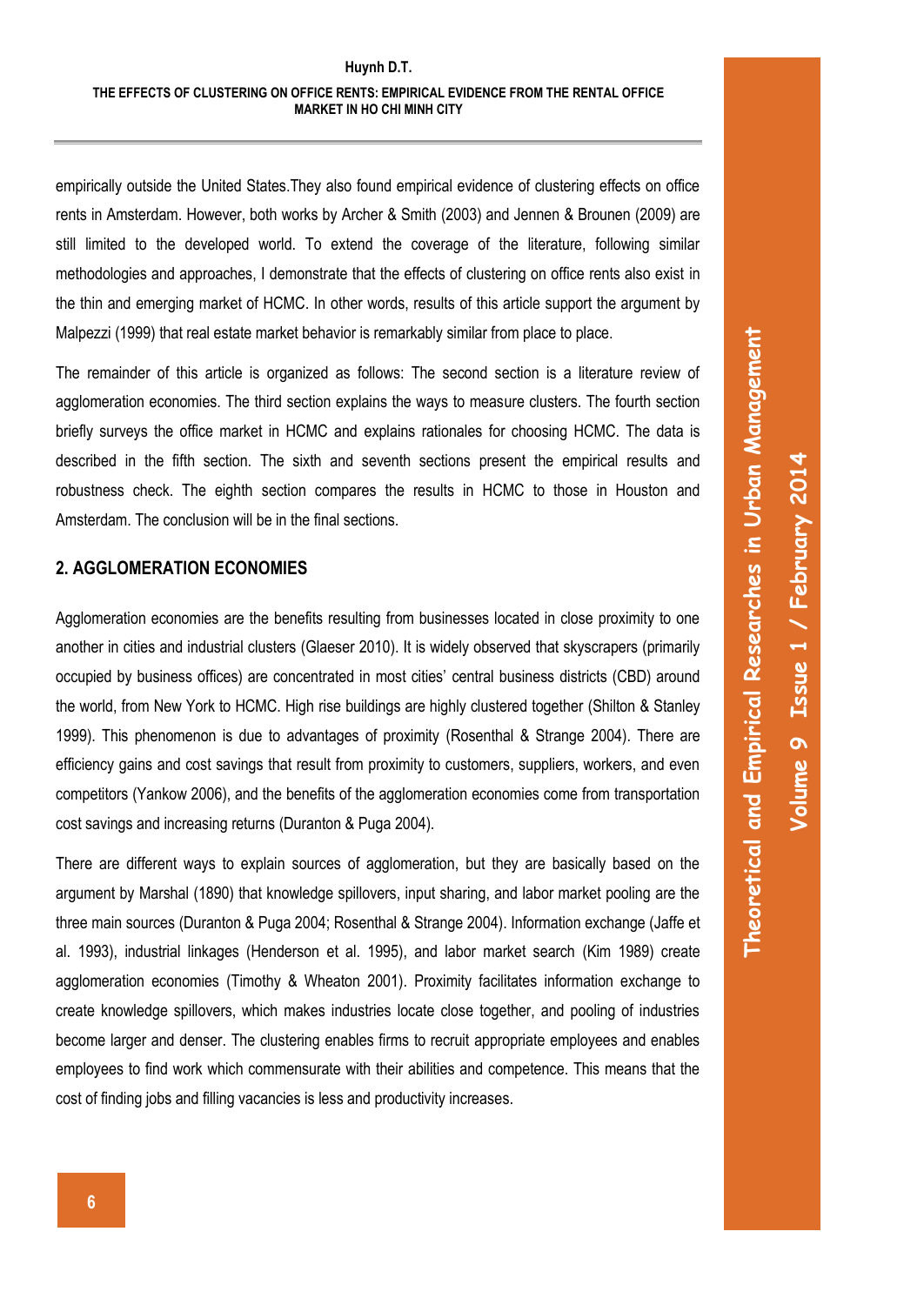empirically outside the United States.They also found empirical evidence of clustering effects on office rents in Amsterdam. However, both works by Archer & Smith (2003) and Jennen & Brounen (2009) are still limited to the developed world. To extend the coverage of the literature, following similar methodologies and approaches, I demonstrate that the effects of clustering on office rents also exist in the thin and emerging market of HCMC. In other words, results of this article support the argument by Malpezzi (1999) that real estate market behavior is remarkably similar from place to place.

The remainder of this article is organized as follows: The second section is a literature review of agglomeration economies. The third section explains the ways to measure clusters. The fourth section briefly surveys the office market in HCMC and explains rationales for choosing HCMC. The data is described in the fifth section. The sixth and seventh sections present the empirical results and robustness check. The eighth section compares the results in HCMC to those in Houston and Amsterdam. The conclusion will be in the final sections.

## 2. AGGLOMERATION ECONOMIES

Agglomeration economies are the benefits resulting from businesses located in close proximity to one another in cities and industrial clusters (Glaeser 2010). It is widely observed that skyscrapers (primarily occupied by business offices) are concentrated in most cities' central business districts (CBD) around the world, from New York to HCMC. High rise buildings are highly clustered together (Shilton & Stanley 1999). This phenomenon is due to advantages of proximity (Rosenthal & Strange 2004). There are efficiency gains and cost savings that result from proximity to customers, suppliers, workers, and even competitors (Yankow 2006), and the benefits of the agglomeration economies come from transportation cost savings and increasing returns (Duranton & Puga 2004).

There are different ways to explain sources of agglomeration, but they are basically based on the argument by Marshal (1890) that knowledge spillovers, input sharing, and labor market pooling are the three main sources (Duranton & Puga 2004; Rosenthal & Strange 2004). Information exchange (Jaffe et al. 1993), industrial linkages (Henderson et al. 1995), and labor market search (Kim 1989) create agglomeration economies (Timothy & Wheaton 2001). Proximity facilitates information exchange to create knowledge spillovers, which makes industries locate close together, and pooling of industries become larger and denser. The clustering enables firms to recruit appropriate employees and enables employees to find work which commensurate with their abilities and competence. This means that the cost of finding jobs and filling vacancies is less and productivity increases.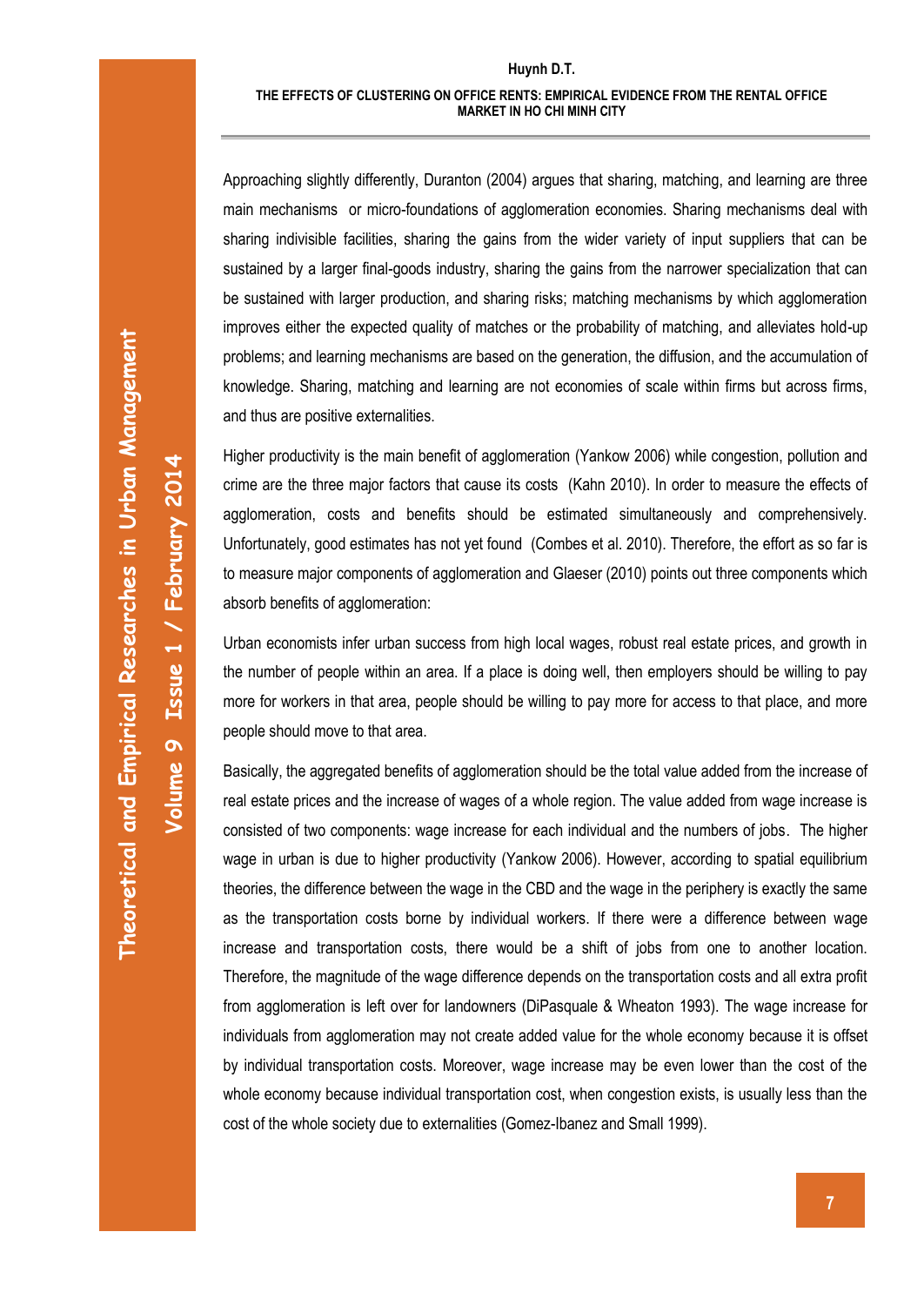Approaching slightly differently, Duranton (2004) argues that sharing, matching, and learning are three main mechanisms or micro-foundations of agglomeration economies. Sharing mechanisms deal with sharing indivisible facilities, sharing the gains from the wider variety of input suppliers that can be sustained by a larger final-goods industry, sharing the gains from the narrower specialization that can be sustained with larger production, and sharing risks; matching mechanisms by which agglomeration improves either the expected quality of matches or the probability of matching, and alleviates hold-up problems; and learning mechanisms are based on the generation, the diffusion, and the accumulation of knowledge. Sharing, matching and learning are not economies of scale within firms but across firms, and thus are positive externalities.

Higher productivity is the main benefit of agglomeration (Yankow 2006) while congestion, pollution and crime are the three major factors that cause its costs (Kahn 2010). In order to measure the effects of agglomeration, costs and benefits should be estimated simultaneously and comprehensively. Unfortunately, good estimates has not yet found (Combes et al. 2010). Therefore, the effort as so far is to measure major components of agglomeration and Glaeser (2010) points out three components which absorb benefits of agglomeration:

Urban economists infer urban success from high local wages, robust real estate prices, and growth in the number of people within an area. If a place is doing well, then employers should be willing to pay more for workers in that area, people should be willing to pay more for access to that place, and more people should move to that area.

Basically, the aggregated benefits of agglomeration should be the total value added from the increase of real estate prices and the increase of wages of a whole region. The value added from wage increase is consisted of two components: wage increase for each individual and the numbers of jobs. The higher wage in urban is due to higher productivity (Yankow 2006). However, according to spatial equilibrium theories, the difference between the wage in the CBD and the wage in the periphery is exactly the same as the transportation costs borne by individual workers. If there were a difference between wage increase and transportation costs, there would be a shift of jobs from one to another location. Therefore, the magnitude of the wage difference depends on the transportation costs and all extra profit from agglomeration is left over for landowners (DiPasquale & Wheaton 1993). The wage increase for individuals from agglomeration may not create added value for the whole economy because it is offset by individual transportation costs. Moreover, wage increase may be even lower than the cost of the whole economy because individual transportation cost, when congestion exists, is usually less than the cost of the whole society due to externalities (Gomez-Ibanez and Small 1999).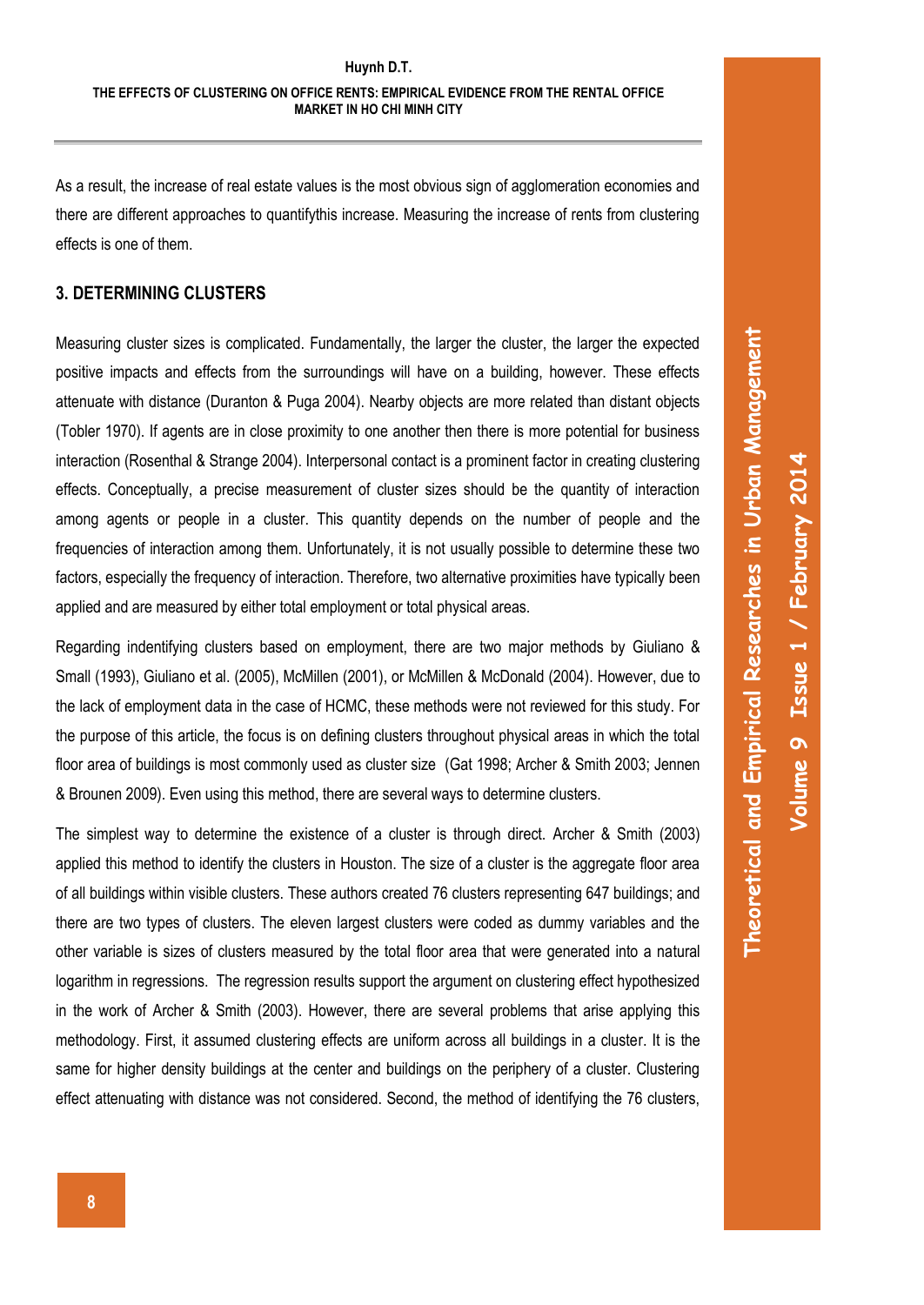As a result, the increase of real estate values is the most obvious sign of agglomeration economies and there are different approaches to quantifythis increase. Measuring the increase of rents from clustering effects is one of them.

## 3. DETERMINING CLUSTERS

Measuring cluster sizes is complicated. Fundamentally, the larger the cluster, the larger the expected positive impacts and effects from the surroundings will have on a building, however. These effects attenuate with distance (Duranton & Puga 2004). Nearby objects are more related than distant objects (Tobler 1970). If agents are in close proximity to one another then there is more potential for business interaction (Rosenthal & Strange 2004). Interpersonal contact is a prominent factor in creating clustering effects. Conceptually, a precise measurement of cluster sizes should be the quantity of interaction among agents or people in a cluster. This quantity depends on the number of people and the frequencies of interaction among them. Unfortunately, it is not usually possible to determine these two factors, especially the frequency of interaction. Therefore, two alternative proximities have typically been applied and are measured by either total employment or total physical areas.

Regarding indentifying clusters based on employment, there are two major methods by Giuliano & Small (1993), Giuliano et al. (2005), McMillen (2001), or McMillen & McDonald (2004). However, due to the lack of employment data in the case of HCMC, these methods were not reviewed for this study. For the purpose of this article, the focus is on defining clusters throughout physical areas in which the total floor area of buildings is most commonly used as cluster size (Gat 1998; Archer & Smith 2003; Jennen & Brounen 2009). Even using this method, there are several ways to determine clusters.

The simplest way to determine the existence of a cluster is through direct. Archer & Smith (2003) applied this method to identify the clusters in Houston. The size of a cluster is the aggregate floor area of all buildings within visible clusters. These authors created 76 clusters representing 647 buildings; and there are two types of clusters. The eleven largest clusters were coded as dummy variables and the other variable is sizes of clusters measured by the total floor area that were generated into a natural logarithm in regressions. The regression results support the argument on clustering effect hypothesized in the work of Archer & Smith (2003). However, there are several problems that arise applying this methodology. First, it assumed clustering effects are uniform across all buildings in a cluster. It is the same for higher density buildings at the center and buildings on the periphery of a cluster. Clustering effect attenuating with distance was not considered. Second, the method of identifying the 76 clusters,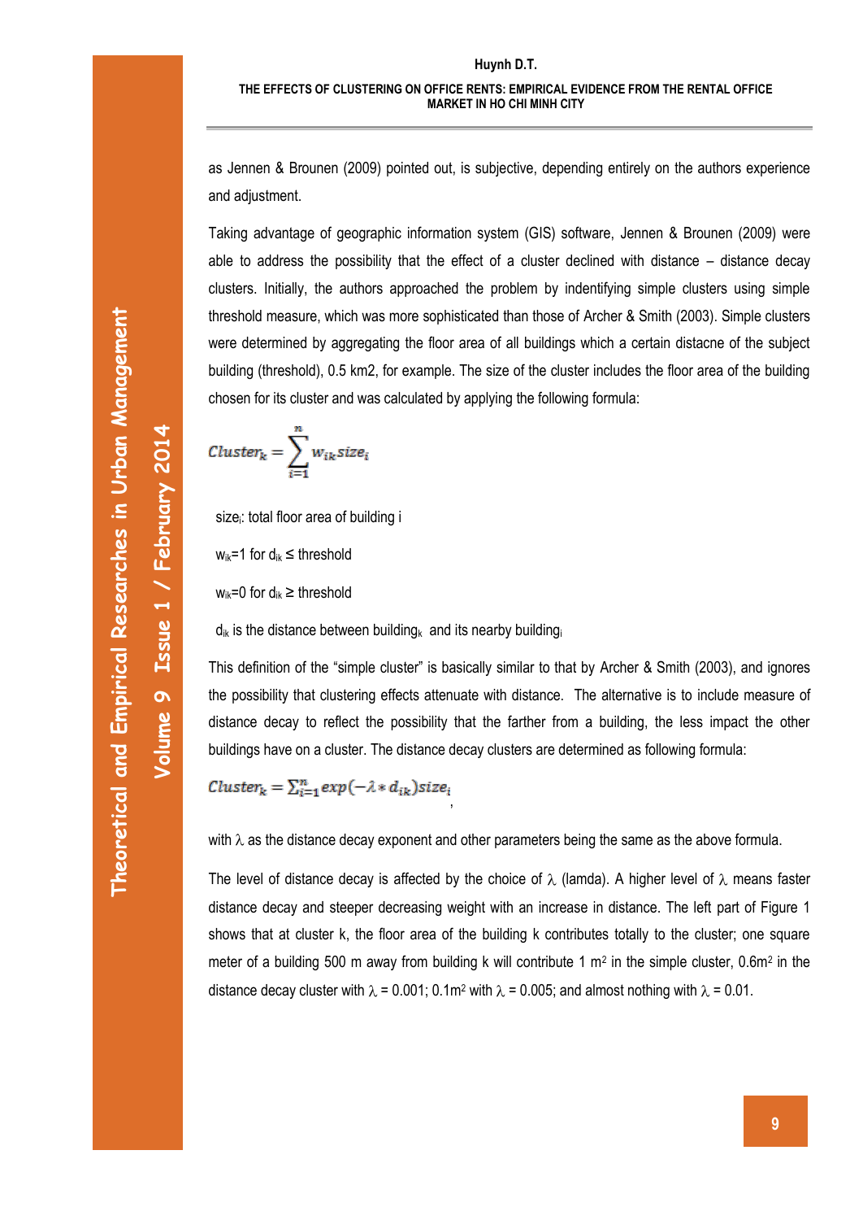as Jennen & Brounen (2009) pointed out, is subjective, depending entirely on the authors experience and adjustment.

Taking advantage of geographic information system (GIS) software, Jennen & Brounen (2009) were able to address the possibility that the effect of a cluster declined with distance – distance decay clusters. Initially, the authors approached the problem by indentifying simple clusters using simple threshold measure, which was more sophisticated than those of Archer & Smith (2003). Simple clusters were determined by aggregating the floor area of all buildings which a certain distacne of the subject building (threshold), 0.5 km2, for example. The size of the cluster includes the floor area of the building chosen for its cluster and was calculated by applying the following formula:

$$Cluster_k = \sum_{i=1}^{n} w_{ik} size_i$$

$size_i$: total floor area of building i

$w_{ik}$=1 for $d_{ik} \leq$ threshold

$w_{ik}$=0 for $d_{ik} \geq$ threshold

$d_{ik}$ is the distance between $building_k$ and its nearby $building_i$

This definition of the "simple cluster" is basically similar to that by Archer & Smith (2003), and ignores the possibility that clustering effects attenuate with distance. The alternative is to include measure of distance decay to reflect the possibility that the farther from a building, the less impact the other buildings have on a cluster. The distance decay clusters are determined as following formula:

$$Cluster_k = \sum_{i=1}^{n} exp(-\lambda * d_{ik}) size_i,$$

with $\lambda$ as the distance decay exponent and other parameters being the same as the above formula.

The level of distance decay is affected by the choice of $\lambda$ (lamda). A higher level of $\lambda$ means faster distance decay and steeper decreasing weight with an increase in distance. The left part of Figure 1 shows that at cluster k, the floor area of the building k contributes totally to the cluster; one square meter of a building 500 m away from building k will contribute 1 $m^2$ in the simple cluster, 0.6$m^2$ in the distance decay cluster with $\lambda$ = 0.001; 0.1$m^2$ with $\lambda$ = 0.005; and almost nothing with $\lambda$ = 0.01.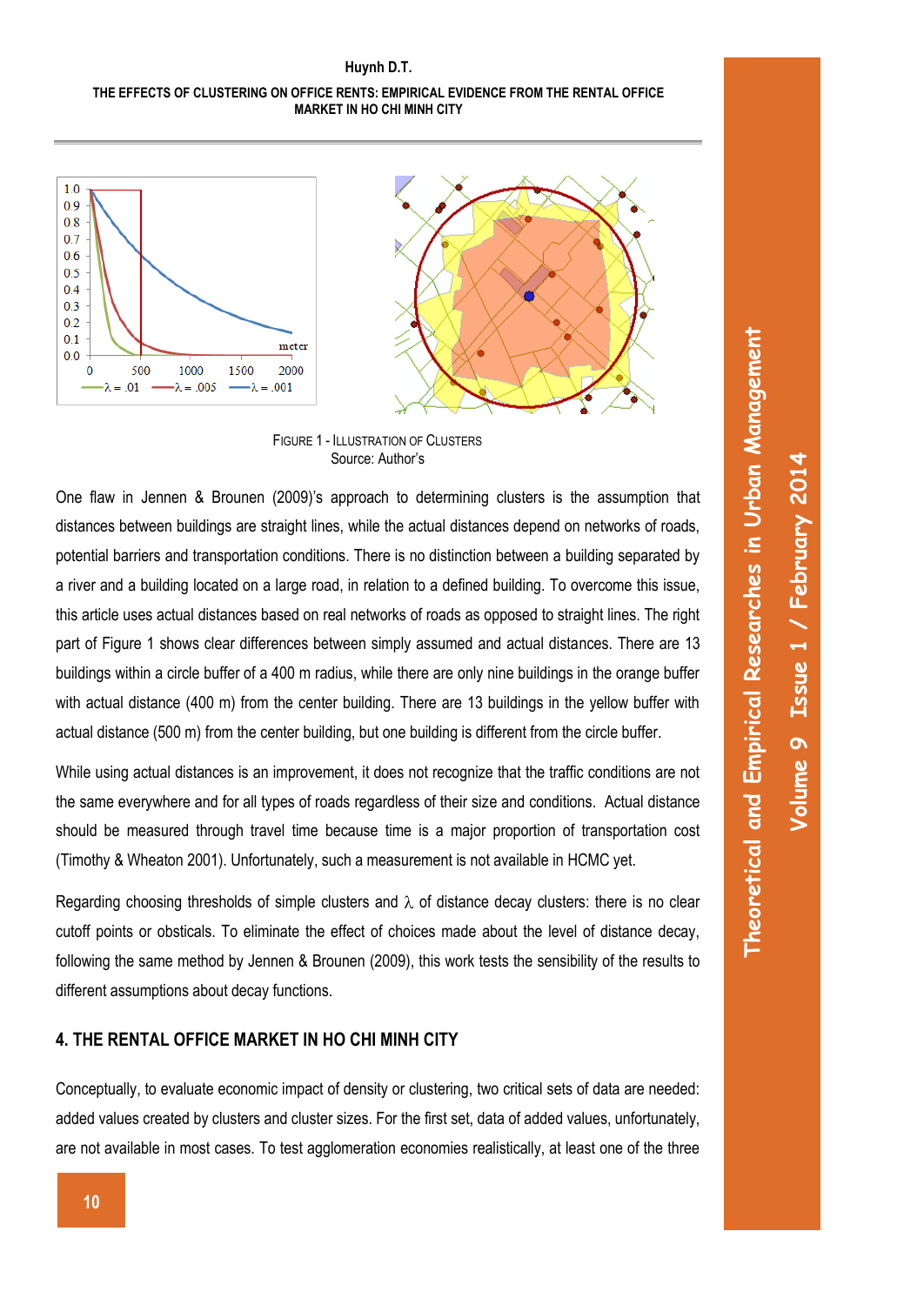FIGURE 1 - ILLUSTRATION OF CLUSTERS
Source: Author's

One flaw in Jennen & Brounen (2009)'s approach to determining clusters is the assumption that distances between buildings are straight lines, while the actual distances depend on networks of roads, potential barriers and transportation conditions. There is no distinction between a building separated by a river and a building located on a large road, in relation to a defined building. To overcome this issue, this article uses actual distances based on real networks of roads as opposed to straight lines. The right part of Figure 1 shows clear differences between simply assumed and actual distances. There are 13 buildings within a circle buffer of a 400 m radius, while there are only nine buildings in the orange buffer with actual distance (400 m) from the center building. There are 13 buildings in the yellow buffer with actual distance (500 m) from the center building, but one building is different from the circle buffer.

While using actual distances is an improvement, it does not recognize that the traffic conditions are not the same everywhere and for all types of roads regardless of their size and conditions. Actual distance should be measured through travel time because time is a major proportion of transportation cost (Timothy & Wheaton 2001). Unfortunately, such a measurement is not available in HCMC yet.

Regarding choosing thresholds of simple clusters and $\lambda$ of distance decay clusters: there is no clear cutoff points or obsticals. To eliminate the effect of choices made about the level of distance decay, following the same method by Jennen & Brounen (2009), this work tests the sensibility of the results to different assumptions about decay functions.

## 4. THE RENTAL OFFICE MARKET IN HO CHI MINH CITY

Conceptually, to evaluate economic impact of density or clustering, two critical sets of data are needed: added values created by clusters and cluster sizes. For the first set, data of added values, unfortunately, are not available in most cases. To test agglomeration economies realistically, at least one of the three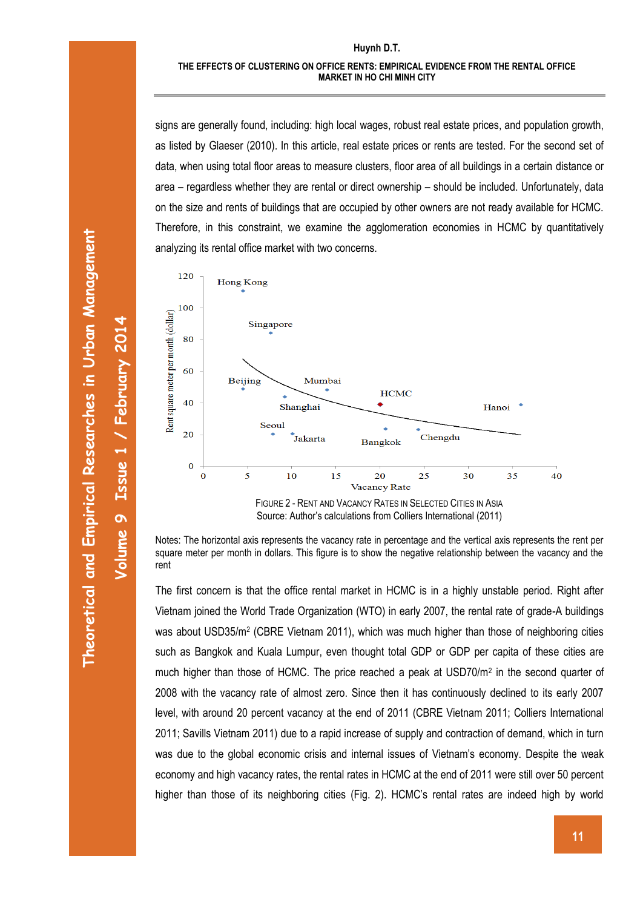signs are generally found, including: high local wages, robust real estate prices, and population growth, as listed by Glaeser (2010). In this article, real estate prices or rents are tested. For the second set of data, when using total floor areas to measure clusters, floor area of all buildings in a certain distance or area – regardless whether they are rental or direct ownership – should be included. Unfortunately, data on the size and rents of buildings that are occupied by other owners are not ready available for HCMC. Therefore, in this constraint, we examine the agglomeration economies in HCMC by quantitatively analyzing its rental office market with two concerns.

FIGURE 2 - RENT AND VACANCY RATES IN SELECTED CITIES IN ASIA
Source: Author's calculations from Colliers International (2011)

Notes: The horizontal axis represents the vacancy rate in percentage and the vertical axis represents the rent per square meter per month in dollars. This figure is to show the negative relationship between the vacancy and the rent

The first concern is that the office rental market in HCMC is in a highly unstable period. Right after Vietnam joined the World Trade Organization (WTO) in early 2007, the rental rate of grade-A buildings was about USD35/m$^2$ (CBRE Vietnam 2011), which was much higher than those of neighboring cities such as Bangkok and Kuala Lumpur, even thought total GDP or GDP per capita of these cities are much higher than those of HCMC. The price reached a peak at USD70/m$^2$ in the second quarter of 2008 with the vacancy rate of almost zero. Since then it has continuously declined to its early 2007 level, with around 20 percent vacancy at the end of 2011 (CBRE Vietnam 2011; Colliers International 2011; Savills Vietnam 2011) due to a rapid increase of supply and contraction of demand, which in turn was due to the global economic crisis and internal issues of Vietnam's economy. Despite the weak economy and high vacancy rates, the rental rates in HCMC at the end of 2011 were still over 50 percent higher than those of its neighboring cities (Fig. 2). HCMC's rental rates are indeed high by world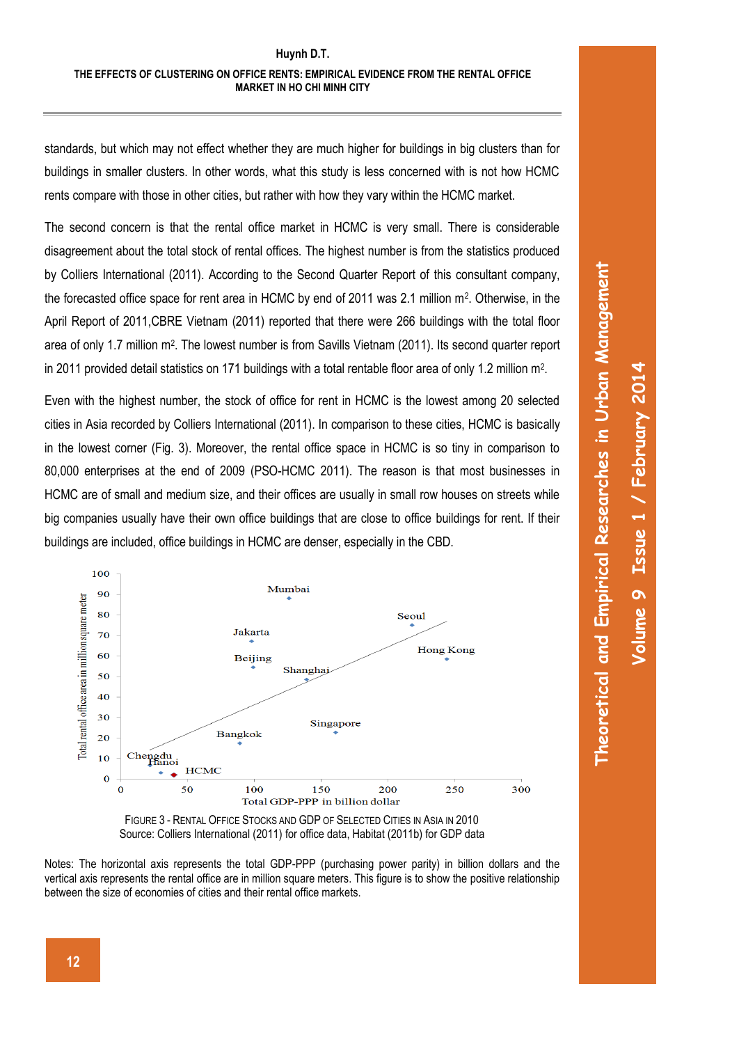standards, but which may not effect whether they are much higher for buildings in big clusters than for buildings in smaller clusters. In other words, what this study is less concerned with is not how HCMC rents compare with those in other cities, but rather with how they vary within the HCMC market.

The second concern is that the rental office market in HCMC is very small. There is considerable disagreement about the total stock of rental offices. The highest number is from the statistics produced by Colliers International (2011). According to the Second Quarter Report of this consultant company, the forecasted office space for rent area in HCMC by end of 2011 was 2.1 million m$^2$. Otherwise, in the April Report of 2011,CBRE Vietnam (2011) reported that there were 266 buildings with the total floor area of only 1.7 million m$^2$. The lowest number is from Savills Vietnam (2011). Its second quarter report in 2011 provided detail statistics on 171 buildings with a total rentable floor area of only 1.2 million m$^2$.

Even with the highest number, the stock of office for rent in HCMC is the lowest among 20 selected cities in Asia recorded by Colliers International (2011). In comparison to these cities, HCMC is basically in the lowest corner (Fig. 3). Moreover, the rental office space in HCMC is so tiny in comparison to 80,000 enterprises at the end of 2009 (PSO-HCMC 2011). The reason is that most businesses in HCMC are of small and medium size, and their offices are usually in small row houses on streets while big companies usually have their own office buildings that are close to office buildings for rent. If their buildings are included, office buildings in HCMC are denser, especially in the CBD.

FIGURE 3 - RENTAL OFFICE STOCKS AND GDP OF SELECTED CITIES IN ASIA IN 2010
Source: Colliers International (2011) for office data, Habitat (2011b) for GDP data

Notes: The horizontal axis represents the total GDP-PPP (purchasing power parity) in billion dollars and the vertical axis represents the rental office are in million square meters. This figure is to show the positive relationship between the size of economies of cities and their rental office markets.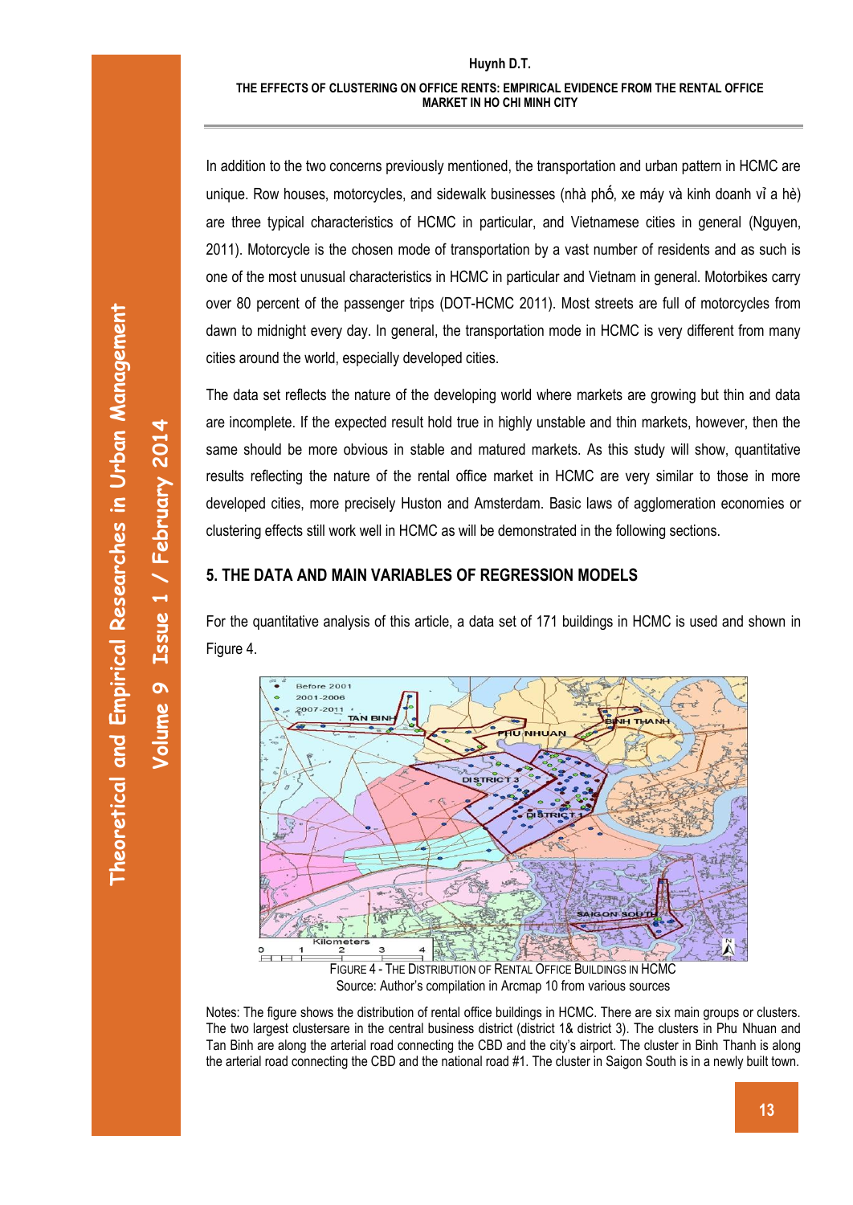In addition to the two concerns previously mentioned, the transportation and urban pattern in HCMC are unique. Row houses, motorcycles, and sidewalk businesses (nhà phố, xe máy và kinh doanh vỉ a hè) are three typical characteristics of HCMC in particular, and Vietnamese cities in general (Nguyen, 2011). Motorcycle is the chosen mode of transportation by a vast number of residents and as such is one of the most unusual characteristics in HCMC in particular and Vietnam in general. Motorbikes carry over 80 percent of the passenger trips (DOT-HCMC 2011). Most streets are full of motorcycles from dawn to midnight every day. In general, the transportation mode in HCMC is very different from many cities around the world, especially developed cities.

The data set reflects the nature of the developing world where markets are growing but thin and data are incomplete. If the expected result hold true in highly unstable and thin markets, however, then the same should be more obvious in stable and matured markets. As this study will show, quantitative results reflecting the nature of the rental office market in HCMC are very similar to those in more developed cities, more precisely Huston and Amsterdam. Basic laws of agglomeration economies or clustering effects still work well in HCMC as will be demonstrated in the following sections.

## 5. THE DATA AND MAIN VARIABLES OF REGRESSION MODELS

For the quantitative analysis of this article, a data set of 171 buildings in HCMC is used and shown in Figure 4.

FIGURE 4 - THE DISTRIBUTION OF RENTAL OFFICE BUILDINGS IN HCMC

Source: Author's compilation in Arcmap 10 from various sources

Notes: The figure shows the distribution of rental office buildings in HCMC. There are six main groups or clusters. The two largest clustersare in the central business district (district 1& district 3). The clusters in Phu Nhuan and Tan Binh are along the arterial road connecting the CBD and the city's airport. The cluster in Binh Thanh is along the arterial road connecting the CBD and the national road #1. The cluster in Saigon South is in a newly built town.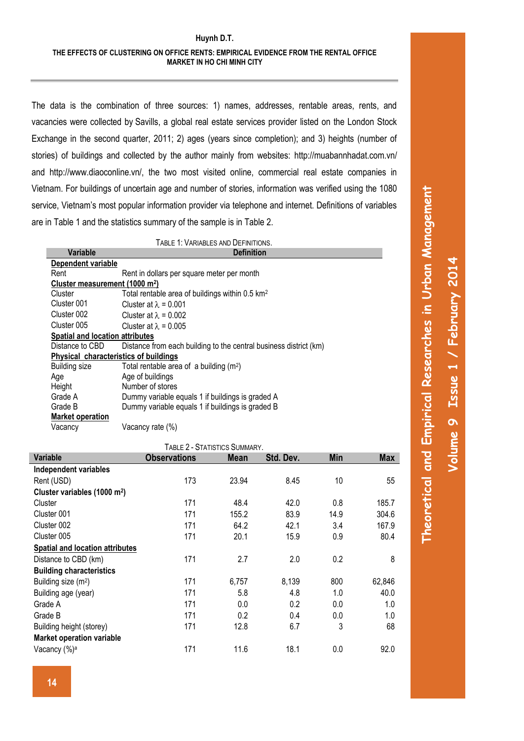The data is the combination of three sources: 1) names, addresses, rentable areas, rents, and vacancies were collected by Savills, a global real estate services provider listed on the London Stock Exchange in the second quarter, 2011; 2) ages (years since completion); and 3) heights (number of stories) of buildings and collected by the author mainly from websites: http://muabannhadat.com.vn/ and http://www.diaoconline.vn/, the two most visited online, commercial real estate companies in Vietnam. For buildings of uncertain age and number of stories, information was verified using the 1080 service, Vietnam's most popular information provider via telephone and internet. Definitions of variables are in Table 1 and the statistics summary of the sample is in Table 2.

TABLE 1: VARIABLES AND DEFINITIONS.

| Variable | Definition |
|---|---|
| **Dependent variable** | |
| Rent | Rent in dollars per square meter per month |
| **Cluster measurement (1000 m²)** | |
| Cluster | Total rentable area of buildings within 0.5 km² |
| Cluster 001 | Cluster at $\lambda = 0.001$ |
| Cluster 002 | Cluster at $\lambda = 0.002$ |
| Cluster 005 | Cluster at $\lambda = 0.005$ |
| **Spatial and location attributes** | |
| Distance to CBD | Distance from each building to the central business district (km) |
| **Physical characteristics of buildings** | |
| Building size | Total rentable area of a building (m²) |
| Age | Age of buildings |
| Height | Number of stores |
| Grade A | Dummy variable equals 1 if buildings is graded A |
| Grade B | Dummy variable equals 1 if buildings is graded B |
| **Market operation** | |
| Vacancy | Vacancy rate (%) |

TABLE 2 - STATISTICS SUMMARY.

| Variable | Observations | Mean | Std. Dev. | Min | Max |
|---|---|---|---|---|---|
| **Independent variables** | | | | | |
| Rent (USD) | 173 | 23.94 | 8.45 | 10 | 55 |
| **Cluster variables (1000 m²)** | | | | | |
| Cluster | 171 | 48.4 | 42.0 | 0.8 | 185.7 |
| Cluster 001 | 171 | 155.2 | 83.9 | 14.9 | 304.6 |
| Cluster 002 | 171 | 64.2 | 42.1 | 3.4 | 167.9 |
| Cluster 005 | 171 | 20.1 | 15.9 | 0.9 | 80.4 |
| **Spatial and location attributes** | | | | | |
| Distance to CBD (km) | 171 | 2.7 | 2.0 | 0.2 | 8 |
| **Building characteristics** | | | | | |
| Building size (m²) | 171 | 6,757 | 8,139 | 800 | 62,846 |
| Building age (year) | 171 | 5.8 | 4.8 | 1.0 | 40.0 |
| Grade A | 171 | 0.0 | 0.2 | 0.0 | 1.0 |
| Grade B | 171 | 0.2 | 0.4 | 0.0 | 1.0 |
| Building height (storey) | 171 | 12.8 | 6.7 | 3 | 68 |
| **Market operation variable** | | | | | |
| Vacancy (%)[a] | 171 | 11.6 | 18.1 | 0.0 | 92.0 |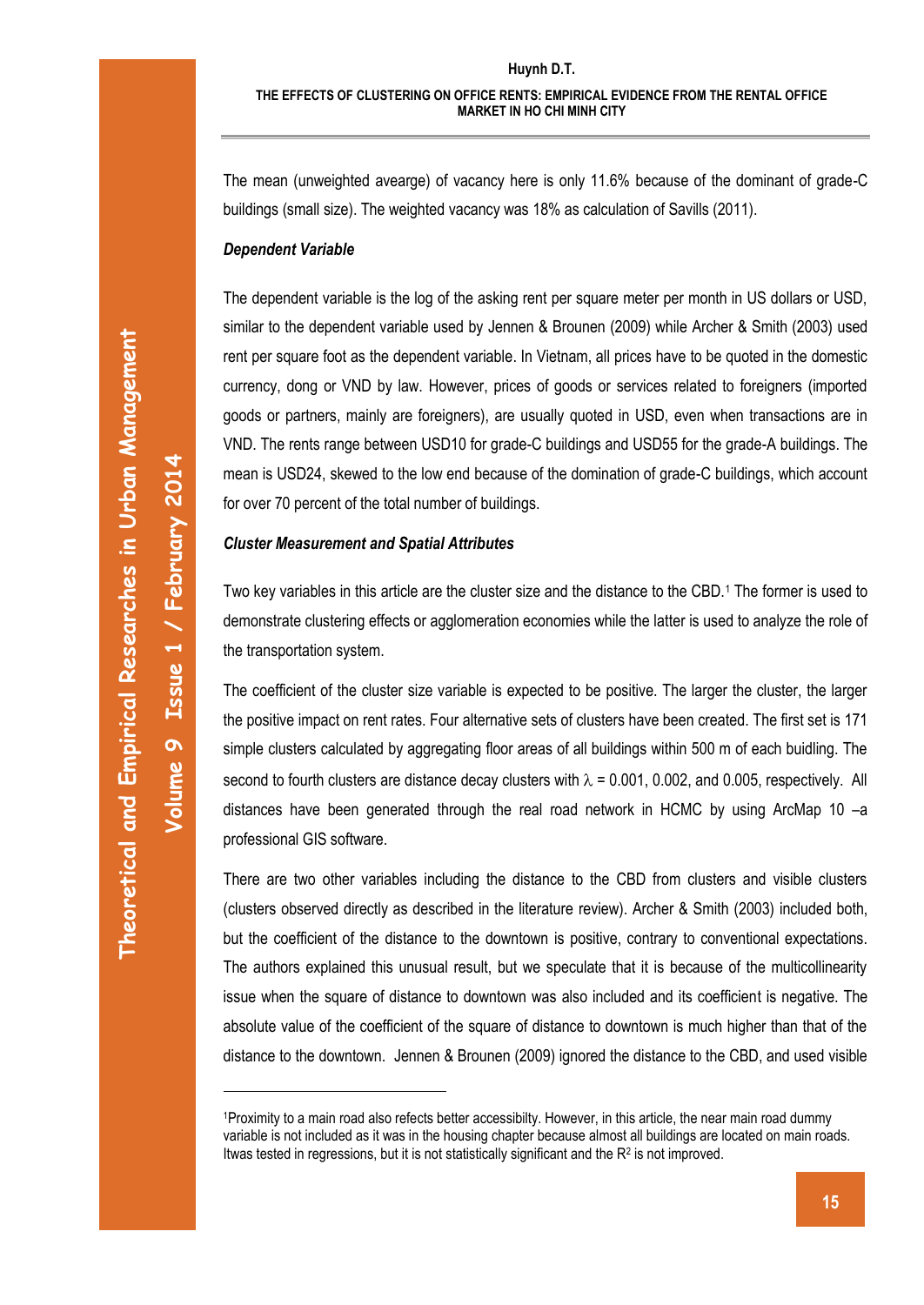The mean (unweighted avearge) of vacancy here is only 11.6% because of the dominant of grade-C buildings (small size). The weighted vacancy was 18% as calculation of Savills (2011).

***Dependent Variable***

The dependent variable is the log of the asking rent per square meter per month in US dollars or USD, similar to the dependent variable used by Jennen & Brounen (2009) while Archer & Smith (2003) used rent per square foot as the dependent variable. In Vietnam, all prices have to be quoted in the domestic currency, dong or VND by law. However, prices of goods or services related to foreigners (imported goods or partners, mainly are foreigners), are usually quoted in USD, even when transactions are in VND. The rents range between USD10 for grade-C buildings and USD55 for the grade-A buildings. The mean is USD24, skewed to the low end because of the domination of grade-C buildings, which account for over 70 percent of the total number of buildings.

***Cluster Measurement and Spatial Attributes***

Two key variables in this article are the cluster size and the distance to the CBD.[1] The former is used to demonstrate clustering effects or agglomeration economies while the latter is used to analyze the role of the transportation system.

The coefficient of the cluster size variable is expected to be positive. The larger the cluster, the larger the positive impact on rent rates. Four alternative sets of clusters have been created. The first set is 171 simple clusters calculated by aggregating floor areas of all buildings within 500 m of each buidling. The second to fourth clusters are distance decay clusters with $\lambda$ = 0.001, 0.002, and 0.005, respectively. All distances have been generated through the real road network in HCMC by using ArcMap 10 –a professional GIS software.

There are two other variables including the distance to the CBD from clusters and visible clusters (clusters observed directly as described in the literature review). Archer & Smith (2003) included both, but the coefficient of the distance to the downtown is positive, contrary to conventional expectations. The authors explained this unusual result, but we speculate that it is because of the multicollinearity issue when the square of distance to downtown was also included and its coefficient is negative. The absolute value of the coefficient of the square of distance to downtown is much higher than that of the distance to the downtown. Jennen & Brounen (2009) ignored the distance to the CBD, and used visible

---

[1]Proximity to a main road also refects better accessibilty. However, in this article, the near main road dummy variable is not included as it was in the housing chapter because almost all buildings are located on main roads. Itwas tested in regressions, but it is not statistically significant and the $R^2$ is not improved.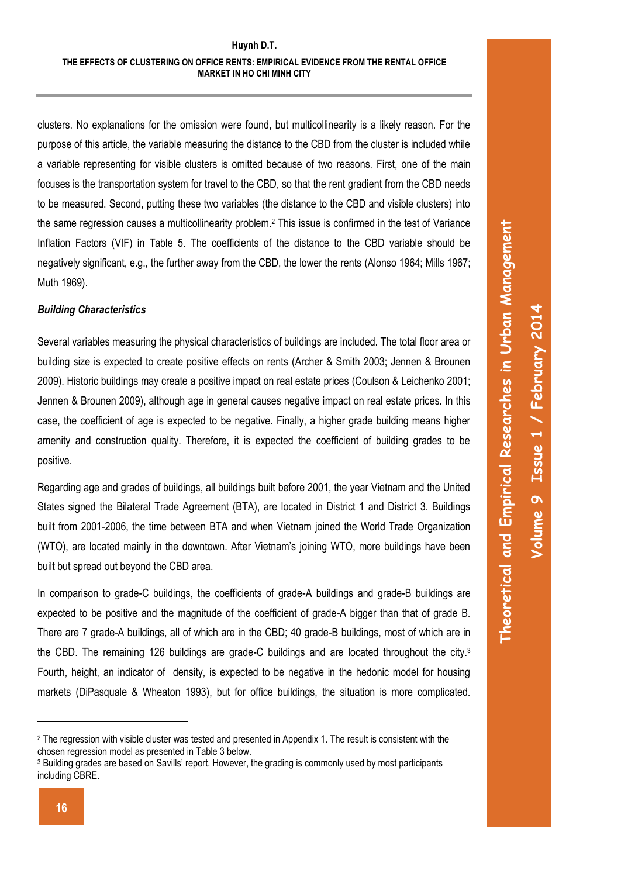clusters. No explanations for the omission were found, but multicollinearity is a likely reason. For the purpose of this article, the variable measuring the distance to the CBD from the cluster is included while a variable representing for visible clusters is omitted because of two reasons. First, one of the main focuses is the transportation system for travel to the CBD, so that the rent gradient from the CBD needs to be measured. Second, putting these two variables (the distance to the CBD and visible clusters) into the same regression causes a multicollinearity problem.[2] This issue is confirmed in the test of Variance Inflation Factors (VIF) in Table 5. The coefficients of the distance to the CBD variable should be negatively significant, e.g., the further away from the CBD, the lower the rents (Alonso 1964; Mills 1967; Muth 1969).

***Building Characteristics***

Several variables measuring the physical characteristics of buildings are included. The total floor area or building size is expected to create positive effects on rents (Archer & Smith 2003; Jennen & Brounen 2009). Historic buildings may create a positive impact on real estate prices (Coulson & Leichenko 2001; Jennen & Brounen 2009), although age in general causes negative impact on real estate prices. In this case, the coefficient of age is expected to be negative. Finally, a higher grade building means higher amenity and construction quality. Therefore, it is expected the coefficient of building grades to be positive.

Regarding age and grades of buildings, all buildings built before 2001, the year Vietnam and the United States signed the Bilateral Trade Agreement (BTA), are located in District 1 and District 3. Buildings built from 2001-2006, the time between BTA and when Vietnam joined the World Trade Organization (WTO), are located mainly in the downtown. After Vietnam's joining WTO, more buildings have been built but spread out beyond the CBD area.

In comparison to grade-C buildings, the coefficients of grade-A buildings and grade-B buildings are expected to be positive and the magnitude of the coefficient of grade-A bigger than that of grade B. There are 7 grade-A buildings, all of which are in the CBD; 40 grade-B buildings, most of which are in the CBD. The remaining 126 buildings are grade-C buildings and are located throughout the city.[3] Fourth, height, an indicator of density, is expected to be negative in the hedonic model for housing markets (DiPasquale & Wheaton 1993), but for office buildings, the situation is more complicated.

---

[2] The regression with visible cluster was tested and presented in Appendix 1. The result is consistent with the chosen regression model as presented in Table 3 below.

[3] Building grades are based on Savills' report. However, the grading is commonly used by most participants including CBRE.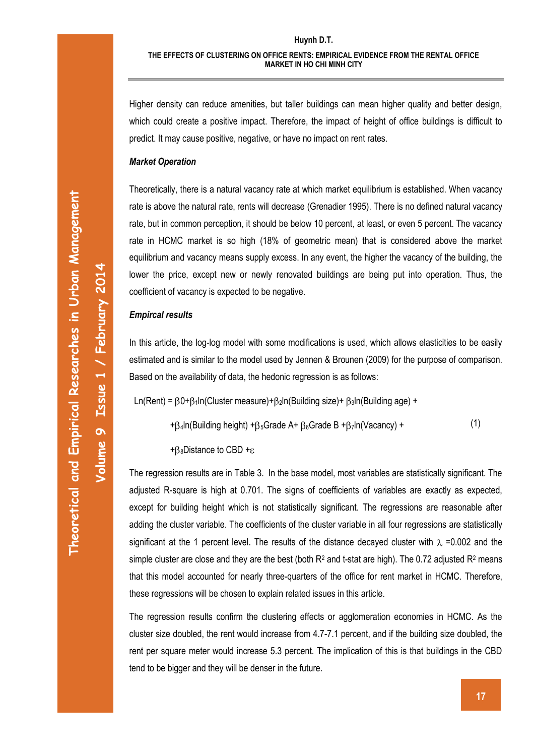Higher density can reduce amenities, but taller buildings can mean higher quality and better design, which could create a positive impact. Therefore, the impact of height of office buildings is difficult to predict. It may cause positive, negative, or have no impact on rent rates.

***Market Operation***

Theoretically, there is a natural vacancy rate at which market equilibrium is established. When vacancy rate is above the natural rate, rents will decrease (Grenadier 1995). There is no defined natural vacancy rate, but in common perception, it should be below 10 percent, at least, or even 5 percent. The vacancy rate in HCMC market is so high (18% of geometric mean) that is considered above the market equilibrium and vacancy means supply excess. In any event, the higher the vacancy of the building, the lower the price, except new or newly renovated buildings are being put into operation. Thus, the coefficient of vacancy is expected to be negative.

***Empircal results***

In this article, the log-log model with some modifications is used, which allows elasticities to be easily estimated and is similar to the model used by Jennen & Brounen (2009) for the purpose of comparison. Based on the availability of data, the hedonic regression is as follows:

$$\begin{aligned}\text{Ln(Rent)} = {} & \beta 0+\beta_1 \ln(\text{Cluster measure})+\beta_2 \ln(\text{Building size})+ \beta_3 \ln(\text{Building age}) + \\ & +\beta_4 \ln(\text{Building height}) +\beta_5 \text{Grade A}+ \beta_6 \text{Grade B} +\beta_7 \ln(\text{Vacancy}) + \\ & +\beta_8 \text{Distance to CBD} +\varepsilon\end{aligned} \quad (1)$$

The regression results are in Table 3. In the base model, most variables are statistically significant. The adjusted R-square is high at 0.701. The signs of coefficients of variables are exactly as expected, except for building height which is not statistically significant. The regressions are reasonable after adding the cluster variable. The coefficients of the cluster variable in all four regressions are statistically significant at the 1 percent level. The results of the distance decayed cluster with $\lambda$ =0.002 and the simple cluster are close and they are the best (both $R^2$ and t-stat are high). The 0.72 adjusted $R^2$ means that this model accounted for nearly three-quarters of the office for rent market in HCMC. Therefore, these regressions will be chosen to explain related issues in this article.

The regression results confirm the clustering effects or agglomeration economies in HCMC. As the cluster size doubled, the rent would increase from 4.7-7.1 percent, and if the building size doubled, the rent per square meter would increase 5.3 percent. The implication of this is that buildings in the CBD tend to be bigger and they will be denser in the future.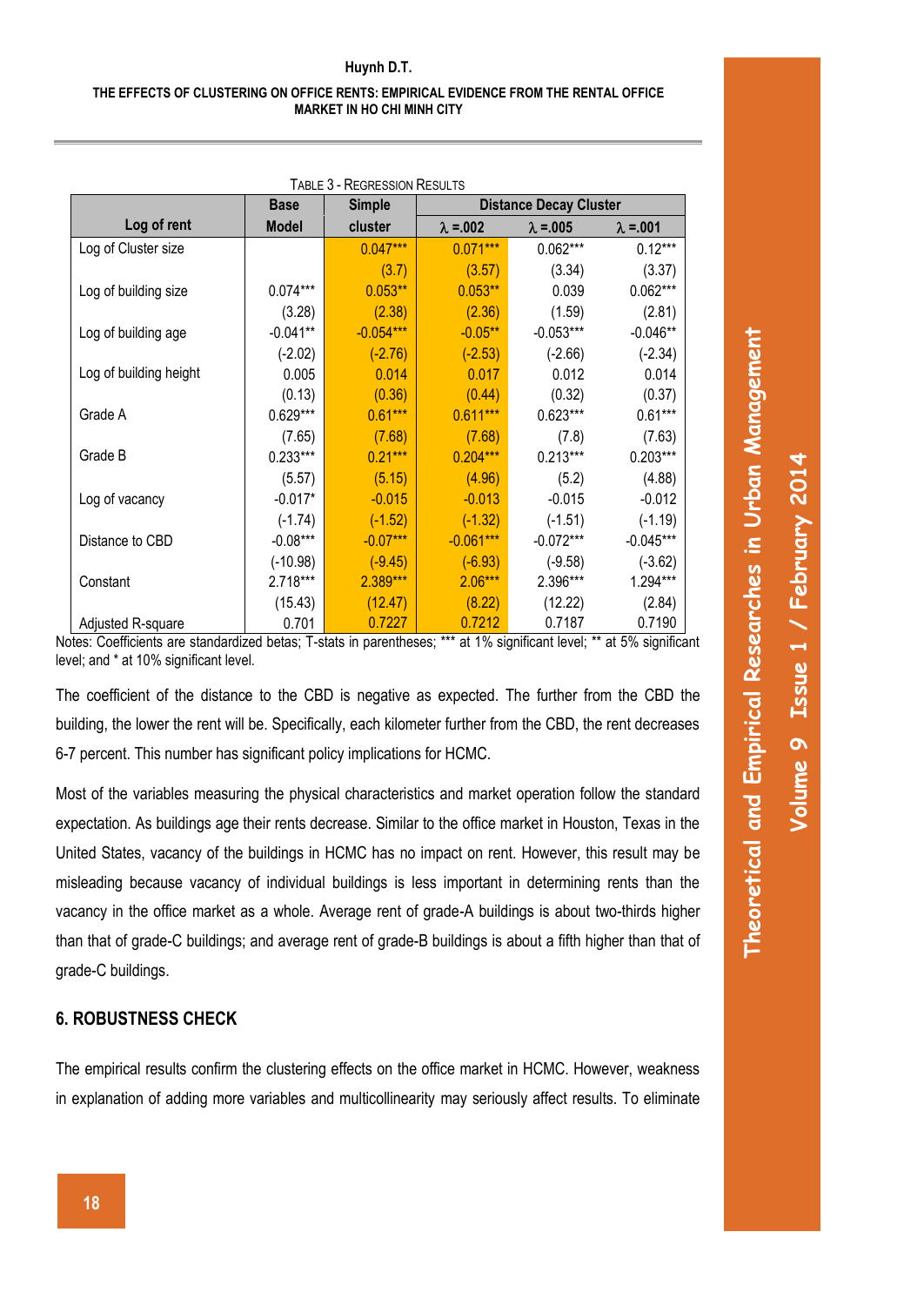TABLE 3 - REGRESSION RESULTS

| Log of rent | Base Model | Simple cluster | Distance Decay Cluster | | |
|---|---|---|---|---|---|
| | | | λ =.002 | λ =.005 | λ =.001 |
| Log of Cluster size | | 0.047*** | 0.071*** | 0.062*** | 0.12*** |
| | | (3.7) | (3.57) | (3.34) | (3.37) |
| Log of building size | 0.074*** | 0.053** | 0.053** | 0.039 | 0.062*** |
| | (3.28) | (2.38) | (2.36) | (1.59) | (2.81) |
| Log of building age | -0.041** | -0.054*** | -0.05** | -0.053*** | -0.046** |
| | (-2.02) | (-2.76) | (-2.53) | (-2.66) | (-2.34) |
| Log of building height | 0.005 | 0.014 | 0.017 | 0.012 | 0.014 |
| | (0.13) | (0.36) | (0.44) | (0.32) | (0.37) |
| Grade A | 0.629*** | 0.61*** | 0.611*** | 0.623*** | 0.61*** |
| | (7.65) | (7.68) | (7.68) | (7.8) | (7.63) |
| Grade B | 0.233*** | 0.21*** | 0.204*** | 0.213*** | 0.203*** |
| | (5.57) | (5.15) | (4.96) | (5.2) | (4.88) |
| Log of vacancy | -0.017* | -0.015 | -0.013 | -0.015 | -0.012 |
| | (-1.74) | (-1.52) | (-1.32) | (-1.51) | (-1.19) |
| Distance to CBD | -0.08*** | -0.07*** | -0.061*** | -0.072*** | -0.045*** |
| | (-10.98) | (-9.45) | (-6.93) | (-9.58) | (-3.62) |
| Constant | 2.718*** | 2.389*** | 2.06*** | 2.396*** | 1.294*** |
| | (15.43) | (12.47) | (8.22) | (12.22) | (2.84) |
| Adjusted R-square | 0.701 | 0.7227 | 0.7212 | 0.7187 | 0.7190 |

Notes: Coefficients are standardized betas; T-stats in parentheses; *** at 1% significant level; ** at 5% significant level; and * at 10% significant level.

The coefficient of the distance to the CBD is negative as expected. The further from the CBD the building, the lower the rent will be. Specifically, each kilometer further from the CBD, the rent decreases 6-7 percent. This number has significant policy implications for HCMC.

Most of the variables measuring the physical characteristics and market operation follow the standard expectation. As buildings age their rents decrease. Similar to the office market in Houston, Texas in the United States, vacancy of the buildings in HCMC has no impact on rent. However, this result may be misleading because vacancy of individual buildings is less important in determining rents than the vacancy in the office market as a whole. Average rent of grade-A buildings is about two-thirds higher than that of grade-C buildings; and average rent of grade-B buildings is about a fifth higher than that of grade-C buildings.

## 6. ROBUSTNESS CHECK

The empirical results confirm the clustering effects on the office market in HCMC. However, weakness in explanation of adding more variables and multicollinearity may seriously affect results. To eliminate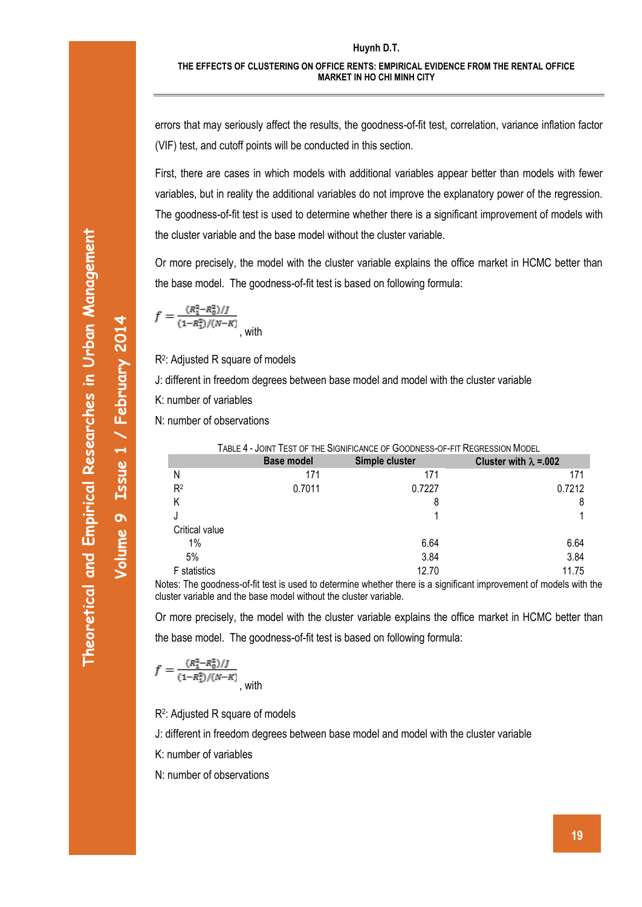errors that may seriously affect the results, the goodness-of-fit test, correlation, variance inflation factor (VIF) test, and cutoff points will be conducted in this section.

First, there are cases in which models with additional variables appear better than models with fewer variables, but in reality the additional variables do not improve the explanatory power of the regression. The goodness-of-fit test is used to determine whether there is a significant improvement of models with the cluster variable and the base model without the cluster variable.

Or more precisely, the model with the cluster variable explains the office market in HCMC better than the base model. The goodness-of-fit test is based on following formula:

$$f = \frac{(R_1^2 - R_0^2)/J}{(1-R_1^2)/(N-K)}$$, with

$R^2$: Adjusted R square of models

J: different in freedom degrees between base model and model with the cluster variable

K: number of variables

N: number of observations

TABLE 4 - JOINT TEST OF THE SIGNIFICANCE OF GOODNESS-OF-FIT REGRESSION MODEL

| | Base model | Simple cluster | Cluster with $\lambda$ =.002 |
|---|---|---|---|
| N | 171 | 171 | 171 |
| $R^2$ | 0.7011 | 0.7227 | 0.7212 |
| K | | 8 | 8 |
| J | | 1 | 1 |
| Critical value | | | |
| 1% | | 6.64 | 6.64 |
| 5% | | 3.84 | 3.84 |
| F statistics | | 12.70 | 11.75 |

Notes: The goodness-of-fit test is used to determine whether there is a significant improvement of models with the cluster variable and the base model without the cluster variable.

Or more precisely, the model with the cluster variable explains the office market in HCMC better than the base model. The goodness-of-fit test is based on following formula:

$$f = \frac{(R_1^2 - R_0^2)/J}{(1-R_1^2)/(N-K)}$$, with

$R^2$: Adjusted R square of models

J: different in freedom degrees between base model and model with the cluster variable

K: number of variables

N: number of observations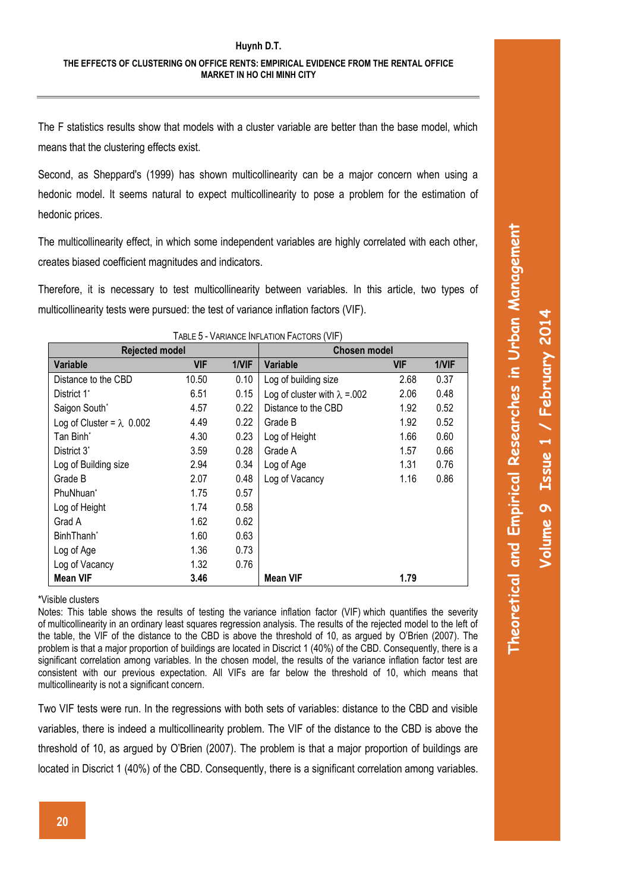The F statistics results show that models with a cluster variable are better than the base model, which means that the clustering effects exist.

Second, as Sheppard's (1999) has shown multicollinearity can be a major concern when using a hedonic model. It seems natural to expect multicollinearity to pose a problem for the estimation of hedonic prices.

The multicollinearity effect, in which some independent variables are highly correlated with each other, creates biased coefficient magnitudes and indicators.

Therefore, it is necessary to test multicollinearity between variables. In this article, two types of multicollinearity tests were pursued: the test of variance inflation factors (VIF).

TABLE 5 - VARIANCE INFLATION FACTORS (VIF)

| Rejected model | | | Chosen model | | |
|---|---|---|---|---|---|
| **Variable** | **VIF** | **1/VIF** | **Variable** | **VIF** | **1/VIF** |
| Distance to the CBD | 10.50 | 0.10 | Log of building size | 2.68 | 0.37 |
| District 1* | 6.51 | 0.15 | Log of cluster with $\lambda$ =.002 | 2.06 | 0.48 |
| Saigon South* | 4.57 | 0.22 | Distance to the CBD | 1.92 | 0.52 |
| Log of Cluster = $\lambda$ 0.002 | 4.49 | 0.22 | Grade B | 1.92 | 0.52 |
| Tan Binh* | 4.30 | 0.23 | Log of Height | 1.66 | 0.60 |
| District 3* | 3.59 | 0.28 | Grade A | 1.57 | 0.66 |
| Log of Building size | 2.94 | 0.34 | Log of Age | 1.31 | 0.76 |
| Grade B | 2.07 | 0.48 | Log of Vacancy | 1.16 | 0.86 |
| PhuNhuan* | 1.75 | 0.57 | | | |
| Log of Height | 1.74 | 0.58 | | | |
| Grad A | 1.62 | 0.62 | | | |
| BinhThanh* | 1.60 | 0.63 | | | |
| Log of Age | 1.36 | 0.73 | | | |
| Log of Vacancy | 1.32 | 0.76 | | | |
| **Mean VIF** | **3.46** | | **Mean VIF** | **1.79** | |

*Visible clusters

Notes: This table shows the results of testing the variance inflation factor (VIF) which quantifies the severity of multicollinearity in an ordinary least squares regression analysis. The results of the rejected model to the left of the table, the VIF of the distance to the CBD is above the threshold of 10, as argued by O'Brien (2007). The problem is that a major proportion of buildings are located in Discrict 1 (40%) of the CBD. Consequently, there is a significant correlation among variables. In the chosen model, the results of the variance inflation factor test are consistent with our previous expectation. All VIFs are far below the threshold of 10, which means that multicollinearity is not a significant concern.

Two VIF tests were run. In the regressions with both sets of variables: distance to the CBD and visible variables, there is indeed a multicollinearity problem. The VIF of the distance to the CBD is above the threshold of 10, as argued by O'Brien (2007). The problem is that a major proportion of buildings are located in Discrict 1 (40%) of the CBD. Consequently, there is a significant correlation among variables.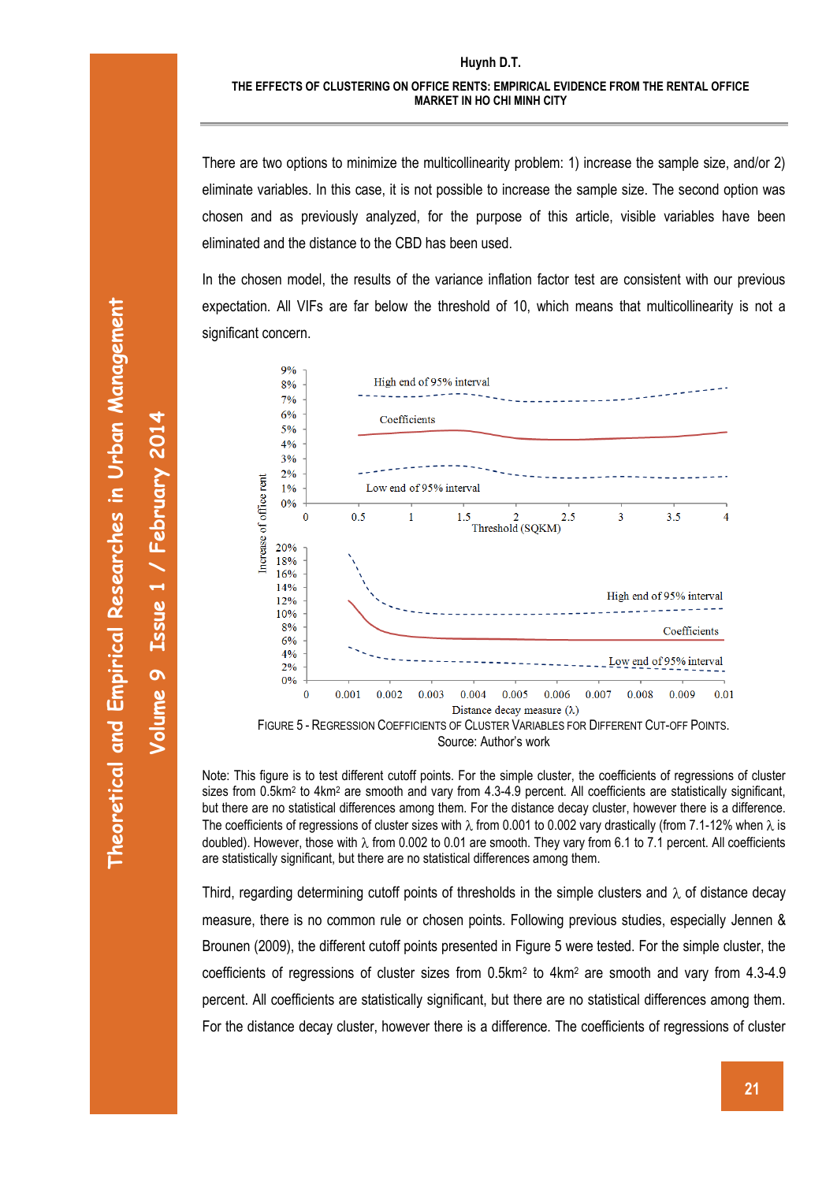There are two options to minimize the multicollinearity problem: 1) increase the sample size, and/or 2) eliminate variables. In this case, it is not possible to increase the sample size. The second option was chosen and as previously analyzed, for the purpose of this article, visible variables have been eliminated and the distance to the CBD has been used.

In the chosen model, the results of the variance inflation factor test are consistent with our previous expectation. All VIFs are far below the threshold of 10, which means that multicollinearity is not a significant concern.

FIGURE 5 - REGRESSION COEFFICIENTS OF CLUSTER VARIABLES FOR DIFFERENT CUT-OFF POINTS.
Source: Author's work

Note: This figure is to test different cutoff points. For the simple cluster, the coefficients of regressions of cluster sizes from 0.5km² to 4km² are smooth and vary from 4.3-4.9 percent. All coefficients are statistically significant, but there are no statistical differences among them. For the distance decay cluster, however there is a difference. The coefficients of regressions of cluster sizes with $\lambda$ from 0.001 to 0.002 vary drastically (from 7.1-12% when $\lambda$ is doubled). However, those with $\lambda$ from 0.002 to 0.01 are smooth. They vary from 6.1 to 7.1 percent. All coefficients are statistically significant, but there are no statistical differences among them.

Third, regarding determining cutoff points of thresholds in the simple clusters and $\lambda$ of distance decay measure, there is no common rule or chosen points. Following previous studies, especially Jennen & Brounen (2009), the different cutoff points presented in Figure 5 were tested. For the simple cluster, the coefficients of regressions of cluster sizes from 0.5km² to 4km² are smooth and vary from 4.3-4.9 percent. All coefficients are statistically significant, but there are no statistical differences among them. For the distance decay cluster, however there is a difference. The coefficients of regressions of cluster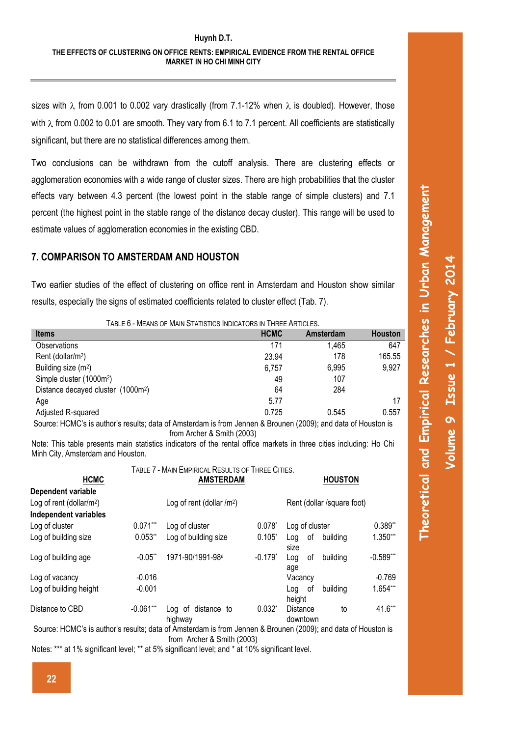sizes with $\lambda$ from 0.001 to 0.002 vary drastically (from 7.1-12% when $\lambda$ is doubled). However, those with $\lambda$ from 0.002 to 0.01 are smooth. They vary from 6.1 to 7.1 percent. All coefficients are statistically significant, but there are no statistical differences among them.

Two conclusions can be withdrawn from the cutoff analysis. There are clustering effects or agglomeration economies with a wide range of cluster sizes. There are high probabilities that the cluster effects vary between 4.3 percent (the lowest point in the stable range of simple clusters) and 7.1 percent (the highest point in the stable range of the distance decay cluster). This range will be used to estimate values of agglomeration economies in the existing CBD.

## 7. COMPARISON TO AMSTERDAM AND HOUSTON

Two earlier studies of the effect of clustering on office rent in Amsterdam and Houston show similar results, especially the signs of estimated coefficients related to cluster effect (Tab. 7).

TABLE 6 - MEANS OF MAIN STATISTICS INDICATORS IN THREE ARTICLES.

| Items | HCMC | Amsterdam | Houston |
|---|---|---|---|
| Observations | 171 | 1,465 | 647 |
| Rent (dollar/m$^2$) | 23.94 | 178 | 165.55 |
| Building size (m$^2$) | 6,757 | 6,995 | 9,927 |
| Simple cluster (1000m$^2$) | 49 | 107 | |
| Distance decayed cluster (1000m$^2$) | 64 | 284 | |
| Age | 5.77 | | 17 |
| Adjusted R-squared | 0.725 | 0.545 | 0.557 |

Source: HCMC's is author's results; data of Amsterdam is from Jennen & Brounen (2009); and data of Houston is from Archer & Smith (2003)

Note: This table presents main statistics indicators of the rental office markets in three cities including: Ho Chi Minh City, Amsterdam and Houston.

TABLE 7 - MAIN EMPIRICAL RESULTS OF THREE CITIES.

| HCMC | | AMSTERDAM | | HOUSTON | |
|---|---|---|---|---|---|
| **Dependent variable** | | | | | |
| Log of rent (dollar/m$^2$) | | Log of rent (dollar /m$^2$) | | Rent (dollar /square foot) | |
| **Independent variables** | | | | | |
| Log of cluster | 0.071*** | Log of cluster | 0.078* | Log of cluster | 0.389** |
| Log of building size | 0.053** | Log of building size | 0.105* | Log of building size | 1.350*** |
| Log of building age | -0.05** | 1971-90/1991-98[a] | -0.179* | Log of building age | -0.589*** |
| Log of vacancy | -0.016 | | | Vacancy | -0.769 |
| Log of building height | -0.001 | | | Log of building height | 1.654*** |
| Distance to CBD | -0.061*** | Log of distance to highway | 0.032* | Distance to downtown | 41.6*** |

Source: HCMC's is author's results; data of Amsterdam is from Jennen & Brounen (2009); and data of Houston is from Archer & Smith (2003)

Notes: *** at 1% significant level; ** at 5% significant level; and * at 10% significant level.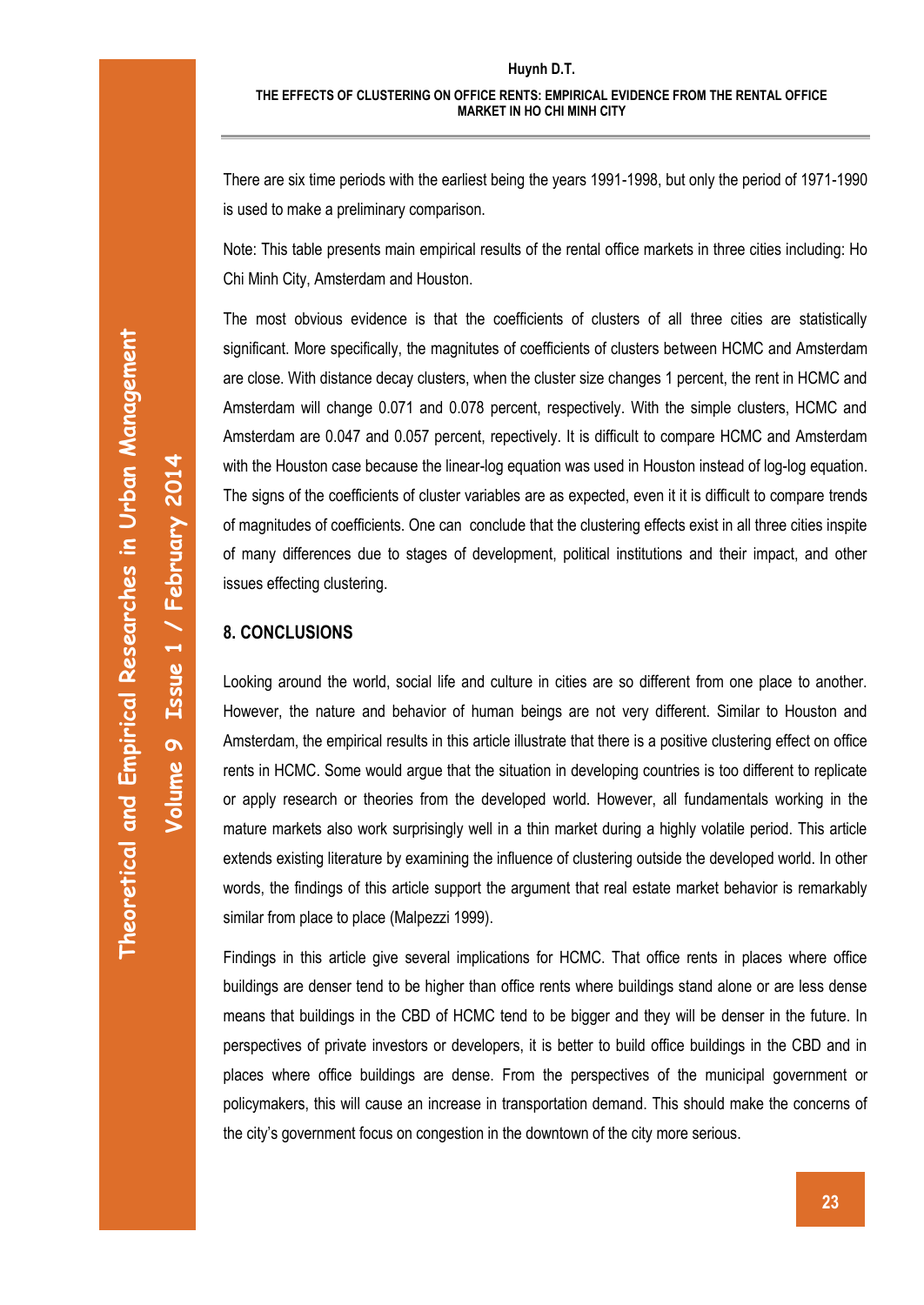There are six time periods with the earliest being the years 1991-1998, but only the period of 1971-1990 is used to make a preliminary comparison.

Note: This table presents main empirical results of the rental office markets in three cities including: Ho Chi Minh City, Amsterdam and Houston.

The most obvious evidence is that the coefficients of clusters of all three cities are statistically significant. More specifically, the magnitutes of coefficients of clusters between HCMC and Amsterdam are close. With distance decay clusters, when the cluster size changes 1 percent, the rent in HCMC and Amsterdam will change 0.071 and 0.078 percent, respectively. With the simple clusters, HCMC and Amsterdam are 0.047 and 0.057 percent, repectively. It is difficult to compare HCMC and Amsterdam with the Houston case because the linear-log equation was used in Houston instead of log-log equation. The signs of the coefficients of cluster variables are as expected, even it it is difficult to compare trends of magnitudes of coefficients. One can conclude that the clustering effects exist in all three cities inspite of many differences due to stages of development, political institutions and their impact, and other issues effecting clustering.

## 8. CONCLUSIONS

Looking around the world, social life and culture in cities are so different from one place to another. However, the nature and behavior of human beings are not very different. Similar to Houston and Amsterdam, the empirical results in this article illustrate that there is a positive clustering effect on office rents in HCMC. Some would argue that the situation in developing countries is too different to replicate or apply research or theories from the developed world. However, all fundamentals working in the mature markets also work surprisingly well in a thin market during a highly volatile period. This article extends existing literature by examining the influence of clustering outside the developed world. In other words, the findings of this article support the argument that real estate market behavior is remarkably similar from place to place (Malpezzi 1999).

Findings in this article give several implications for HCMC. That office rents in places where office buildings are denser tend to be higher than office rents where buildings stand alone or are less dense means that buildings in the CBD of HCMC tend to be bigger and they will be denser in the future. In perspectives of private investors or developers, it is better to build office buildings in the CBD and in places where office buildings are dense. From the perspectives of the municipal government or policymakers, this will cause an increase in transportation demand. This should make the concerns of the city's government focus on congestion in the downtown of the city more serious.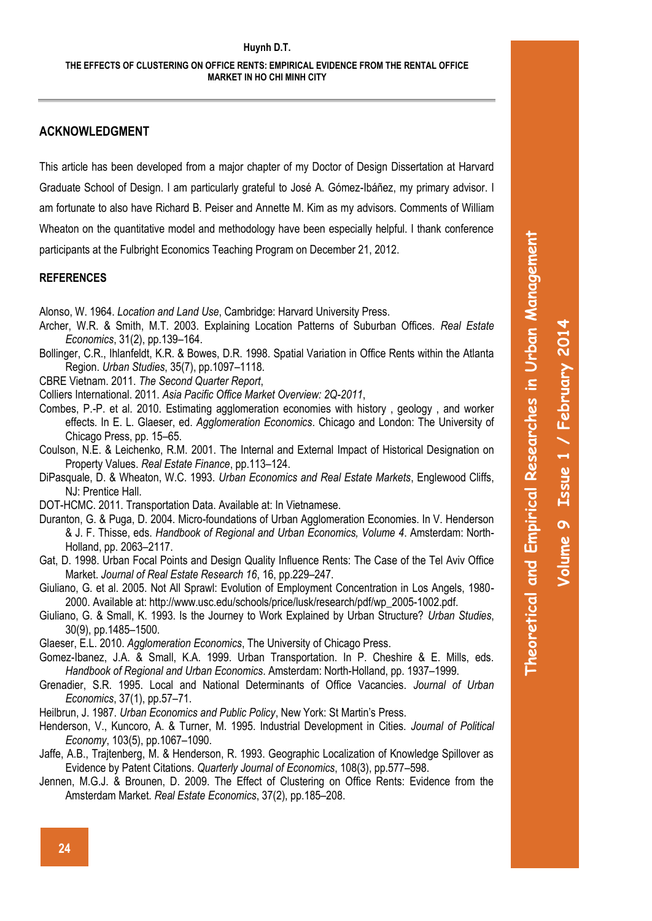## ACKNOWLEDGMENT

This article has been developed from a major chapter of my Doctor of Design Dissertation at Harvard Graduate School of Design. I am particularly grateful to José A. Gómez-Ibáñez, my primary advisor. I am fortunate to also have Richard B. Peiser and Annette M. Kim as my advisors. Comments of William Wheaton on the quantitative model and methodology have been especially helpful. I thank conference participants at the Fulbright Economics Teaching Program on December 21, 2012.

## REFERENCES

Alonso, W. 1964. *Location and Land Use*, Cambridge: Harvard University Press.

Archer, W.R. & Smith, M.T. 2003. Explaining Location Patterns of Suburban Offices. *Real Estate Economics*, 31(2), pp.139–164.

Bollinger, C.R., Ihlanfeldt, K.R. & Bowes, D.R. 1998. Spatial Variation in Office Rents within the Atlanta Region. *Urban Studies*, 35(7), pp.1097–1118.

CBRE Vietnam. 2011. *The Second Quarter Report*,

Colliers International. 2011. *Asia Pacific Office Market Overview: 2Q-2011*,

Combes, P.-P. et al. 2010. Estimating agglomeration economies with history , geology , and worker effects. In E. L. Glaeser, ed. *Agglomeration Economics*. Chicago and London: The University of Chicago Press, pp. 15–65.

Coulson, N.E. & Leichenko, R.M. 2001. The Internal and External Impact of Historical Designation on Property Values. *Real Estate Finance*, pp.113–124.

DiPasquale, D. & Wheaton, W.C. 1993. *Urban Economics and Real Estate Markets*, Englewood Cliffs, NJ: Prentice Hall.

DOT-HCMC. 2011. Transportation Data. Available at: In Vietnamese.

Duranton, G. & Puga, D. 2004. Micro-foundations of Urban Agglomeration Economies. In V. Henderson & J. F. Thisse, eds. *Handbook of Regional and Urban Economics, Volume 4*. Amsterdam: North-Holland, pp. 2063–2117.

Gat, D. 1998. Urban Focal Points and Design Quality Influence Rents: The Case of the Tel Aviv Office Market. *Journal of Real Estate Research 16*, 16, pp.229–247.

Giuliano, G. et al. 2005. Not All Sprawl: Evolution of Employment Concentration in Los Angels, 1980-2000. Available at: http://www.usc.edu/schools/price/lusk/research/pdf/wp_2005-1002.pdf.

Giuliano, G. & Small, K. 1993. Is the Journey to Work Explained by Urban Structure? *Urban Studies*, 30(9), pp.1485–1500.

Glaeser, E.L. 2010. *Agglomeration Economics*, The University of Chicago Press.

Gomez-Ibanez, J.A. & Small, K.A. 1999. Urban Transportation. In P. Cheshire & E. Mills, eds. *Handbook of Regional and Urban Economics*. Amsterdam: North-Holland, pp. 1937–1999.

Grenadier, S.R. 1995. Local and National Determinants of Office Vacancies. *Journal of Urban Economics*, 37(1), pp.57–71.

Heilbrun, J. 1987. *Urban Economics and Public Policy*, New York: St Martin's Press.

Henderson, V., Kuncoro, A. & Turner, M. 1995. Industrial Development in Cities. *Journal of Political Economy*, 103(5), pp.1067–1090.

Jaffe, A.B., Trajtenberg, M. & Henderson, R. 1993. Geographic Localization of Knowledge Spillover as Evidence by Patent Citations. *Quarterly Journal of Economics*, 108(3), pp.577–598.

Jennen, M.G.J. & Brounen, D. 2009. The Effect of Clustering on Office Rents: Evidence from the Amsterdam Market. *Real Estate Economics*, 37(2), pp.185–208.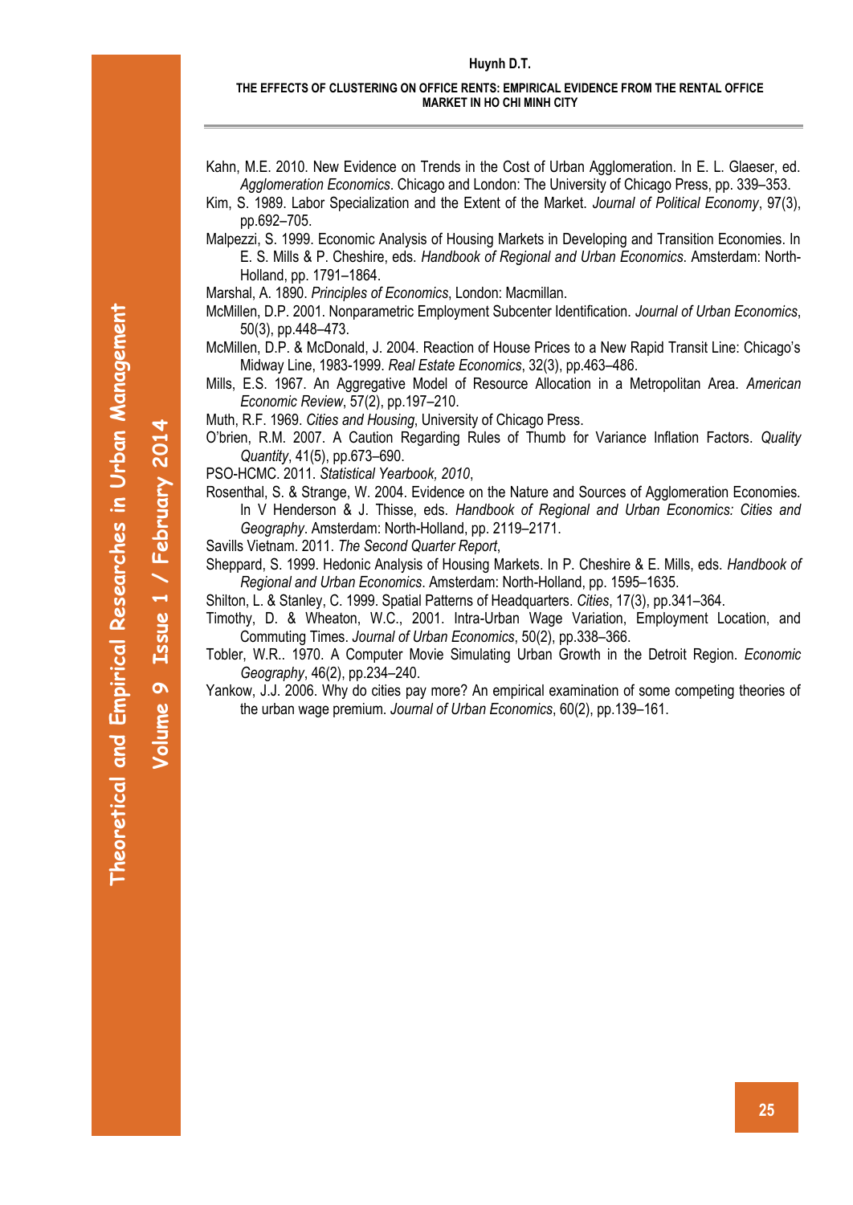Kahn, M.E. 2010. New Evidence on Trends in the Cost of Urban Agglomeration. In E. L. Glaeser, ed. *Agglomeration Economics*. Chicago and London: The University of Chicago Press, pp. 339–353.

Kim, S. 1989. Labor Specialization and the Extent of the Market. *Journal of Political Economy*, 97(3), pp.692–705.

Malpezzi, S. 1999. Economic Analysis of Housing Markets in Developing and Transition Economies. In E. S. Mills & P. Cheshire, eds. *Handbook of Regional and Urban Economics*. Amsterdam: North-Holland, pp. 1791–1864.

Marshal, A. 1890. *Principles of Economics*, London: Macmillan.

McMillen, D.P. 2001. Nonparametric Employment Subcenter Identification. *Journal of Urban Economics*, 50(3), pp.448–473.

McMillen, D.P. & McDonald, J. 2004. Reaction of House Prices to a New Rapid Transit Line: Chicago's Midway Line, 1983-1999. *Real Estate Economics*, 32(3), pp.463–486.

Mills, E.S. 1967. An Aggregative Model of Resource Allocation in a Metropolitan Area. *American Economic Review*, 57(2), pp.197–210.

Muth, R.F. 1969. *Cities and Housing*, University of Chicago Press.

O'brien, R.M. 2007. A Caution Regarding Rules of Thumb for Variance Inflation Factors. *Quality Quantity*, 41(5), pp.673–690.

PSO-HCMC. 2011. *Statistical Yearbook, 2010*,

Rosenthal, S. & Strange, W. 2004. Evidence on the Nature and Sources of Agglomeration Economies. In V Henderson & J. Thisse, eds. *Handbook of Regional and Urban Economics: Cities and Geography*. Amsterdam: North-Holland, pp. 2119–2171.

Savills Vietnam. 2011. *The Second Quarter Report*,

Sheppard, S. 1999. Hedonic Analysis of Housing Markets. In P. Cheshire & E. Mills, eds. *Handbook of Regional and Urban Economics*. Amsterdam: North-Holland, pp. 1595–1635.

Shilton, L. & Stanley, C. 1999. Spatial Patterns of Headquarters. *Cities*, 17(3), pp.341–364.

Timothy, D. & Wheaton, W.C., 2001. Intra-Urban Wage Variation, Employment Location, and Commuting Times. *Journal of Urban Economics*, 50(2), pp.338–366.

Tobler, W.R.. 1970. A Computer Movie Simulating Urban Growth in the Detroit Region. *Economic Geography*, 46(2), pp.234–240.

Yankow, J.J. 2006. Why do cities pay more? An empirical examination of some competing theories of the urban wage premium. *Journal of Urban Economics*, 60(2), pp.139–161.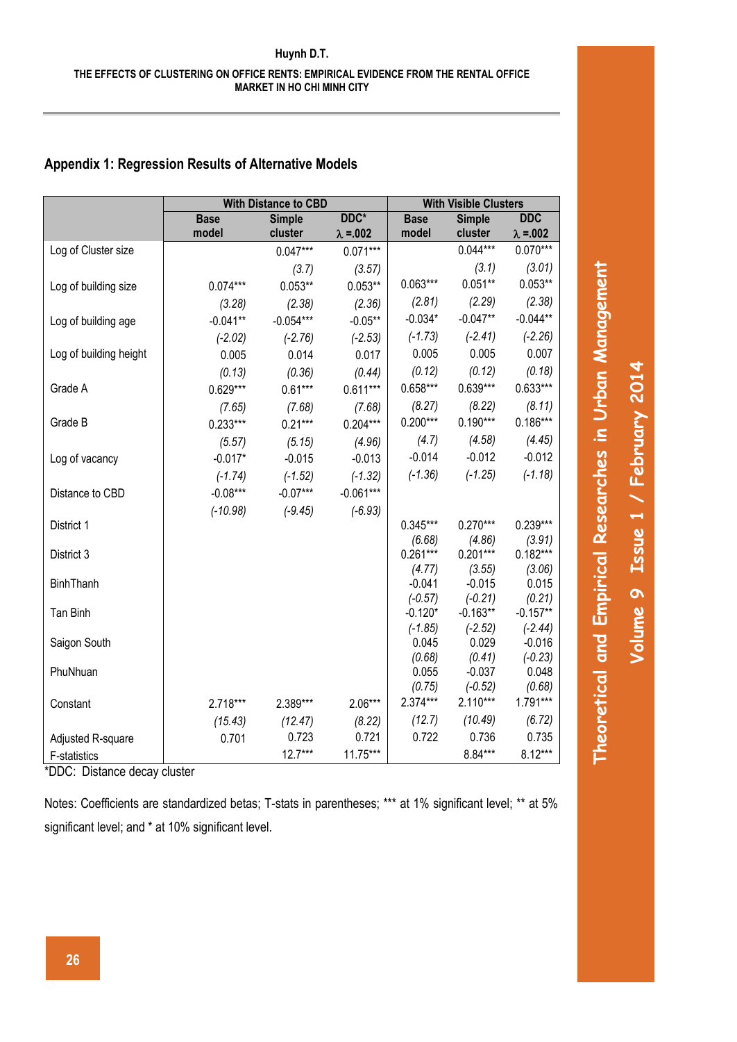## Appendix 1: Regression Results of Alternative Models

| | With Distance to CBD | | | With Visible Clusters | | |
|---|---|---|---|---|---|---|
| | Base model | Simple cluster | DDC* $\lambda$ =.002 | Base model | Simple cluster | DDC $\lambda$ =.002 |
| Log of Cluster size | | 0.047*** | 0.071*** | | 0.044*** | 0.070*** |
| | | *(3.7)* | *(3.57)* | | *(3.1)* | *(3.01)* |
| Log of building size | 0.074*** | 0.053** | 0.053** | 0.063*** | 0.051** | 0.053** |
| | *(3.28)* | *(2.38)* | *(2.36)* | *(2.81)* | *(2.29)* | *(2.38)* |
| Log of building age | -0.041** | -0.054*** | -0.05** | -0.034* | -0.047** | -0.044** |
| | *(-2.02)* | *(-2.76)* | *(-2.53)* | *(-1.73)* | *(-2.41)* | *(-2.26)* |
| Log of building height | 0.005 | 0.014 | 0.017 | 0.005 | 0.005 | 0.007 |
| | *(0.13)* | *(0.36)* | *(0.44)* | *(0.12)* | *(0.12)* | *(0.18)* |
| Grade A | 0.629*** | 0.61*** | 0.611*** | 0.658*** | 0.639*** | 0.633*** |
| | *(7.65)* | *(7.68)* | *(7.68)* | *(8.27)* | *(8.22)* | *(8.11)* |
| Grade B | 0.233*** | 0.21*** | 0.204*** | 0.200*** | 0.190*** | 0.186*** |
| | *(5.57)* | *(5.15)* | *(4.96)* | *(4.7)* | *(4.58)* | *(4.45)* |
| Log of vacancy | -0.017* | -0.015 | -0.013 | -0.014 | -0.012 | -0.012 |
| | *(-1.74)* | *(-1.52)* | *(-1.32)* | *(-1.36)* | *(-1.25)* | *(-1.18)* |
| Distance to CBD | -0.08*** | -0.07*** | -0.061*** | | | |
| | *(-10.98)* | *(-9.45)* | *(-6.93)* | | | |
| District 1 | | | | 0.345*** | 0.270*** | 0.239*** |
| | | | | *(6.68)* | *(4.86)* | *(3.91)* |
| District 3 | | | | 0.261*** | 0.201*** | 0.182*** |
| | | | | *(4.77)* | *(3.55)* | *(3.06)* |
| BinhThanh | | | | -0.041 | -0.015 | 0.015 |
| | | | | *(-0.57)* | *(-0.21)* | *(0.21)* |
| Tan Binh | | | | -0.120* | -0.163** | -0.157** |
| | | | | *(-1.85)* | *(-2.52)* | *(-2.44)* |
| Saigon South | | | | 0.045 | 0.029 | -0.016 |
| | | | | *(0.68)* | *(0.41)* | *(-0.23)* |
| PhuNhuan | | | | 0.055 | -0.037 | 0.048 |
| | | | | *(0.75)* | *(-0.52)* | *(0.68)* |
| Constant | 2.718*** | 2.389*** | 2.06*** | 2.374*** | 2.110*** | 1.791*** |
| | *(15.43)* | *(12.47)* | *(8.22)* | *(12.7)* | *(10.49)* | *(6.72)* |
| Adjusted R-square | 0.701 | 0.723 | 0.721 | 0.722 | 0.736 | 0.735 |
| F-statistics | | 12.7*** | 11.75*** | | 8.84*** | 8.12*** |

*DDC: Distance decay cluster

Notes: Coefficients are standardized betas; T-stats in parentheses; *** at 1% significant level; ** at 5% significant level; and * at 10% significant level.